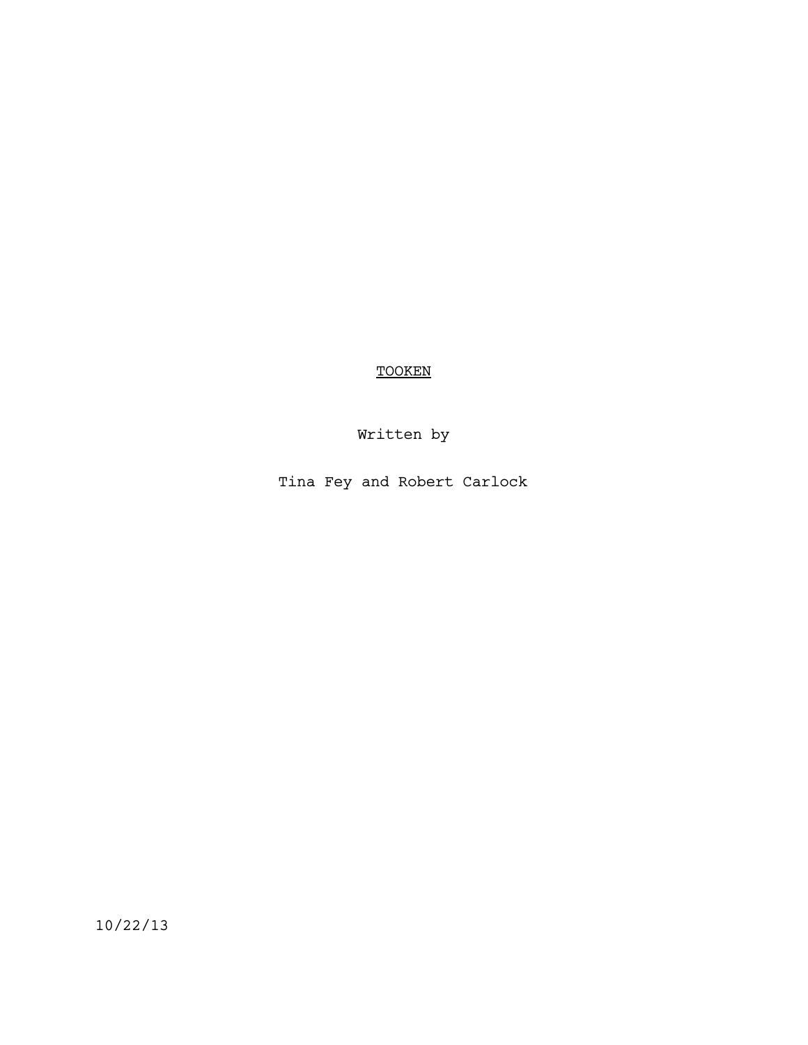# <u>TOOKEN</u>

Written by

Tina Fey and Robert Carlock

10/22/13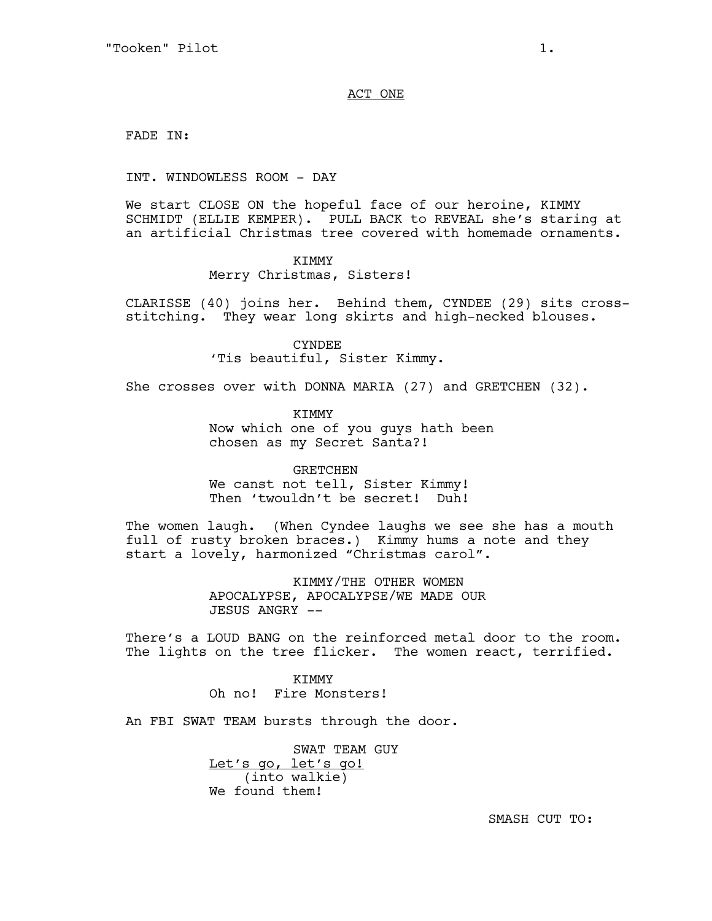ACT ONE

FADE IN:

INT. WINDOWLESS ROOM - DAY

We start CLOSE ON the hopeful face of our heroine, KIMMY SCHMIDT (ELLIE KEMPER). PULL BACK to REVEAL she's staring at an artificial Christmas tree covered with homemade ornaments.

KIMMY
Merry Christmas, Sisters!

CLARISSE (40) joins her. Behind them, CYNDEE (29) sits cross-stitching. They wear long skirts and high-necked blouses.

CYNDEE
'Tis beautiful, Sister Kimmy.

She crosses over with DONNA MARIA (27) and GRETCHEN (32).

KIMMY
Now which one of you guys hath been chosen as my Secret Santa?!

GRETCHEN
We canst not tell, Sister Kimmy! Then 'twouldn't be secret! Duh!

The women laugh. (When Cyndee laughs we see she has a mouth full of rusty broken braces.) Kimmy hums a note and they start a lovely, harmonized "Christmas carol".

KIMMY/THE OTHER WOMEN
APOCALYPSE, APOCALYPSE/WE MADE OUR JESUS ANGRY --

There's a LOUD BANG on the reinforced metal door to the room. The lights on the tree flicker. The women react, terrified.

KIMMY
Oh no! Fire Monsters!

An FBI SWAT TEAM bursts through the door.

SWAT TEAM GUY
Let's go, let's go!
(into walkie)
We found them!

SMASH CUT TO: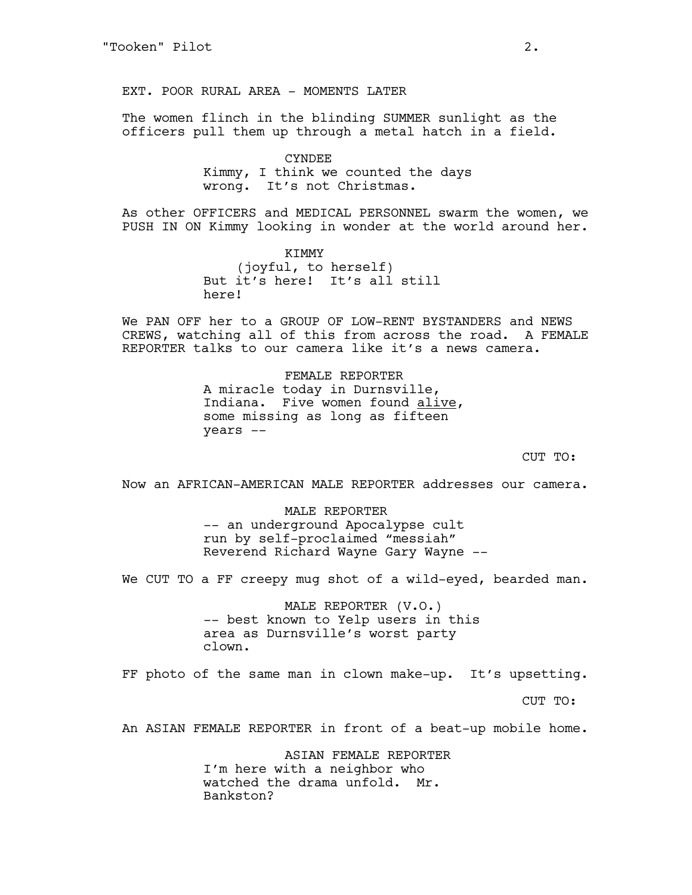EXT. POOR RURAL AREA - MOMENTS LATER

The women flinch in the blinding SUMMER sunlight as the officers pull them up through a metal hatch in a field.

CYNDEE
Kimmy, I think we counted the days wrong. It's not Christmas.

As other OFFICERS and MEDICAL PERSONNEL swarm the women, we PUSH IN ON Kimmy looking in wonder at the world around her.

KIMMY
(joyful, to herself)
But it's here! It's all still here!

We PAN OFF her to a GROUP OF LOW-RENT BYSTANDERS and NEWS CREWS, watching all of this from across the road. A FEMALE REPORTER talks to our camera like it's a news camera.

FEMALE REPORTER
A miracle today in Durnsville, Indiana. Five women found <u>alive</u>, some missing as long as fifteen years --

CUT TO:

Now an AFRICAN-AMERICAN MALE REPORTER addresses our camera.

MALE REPORTER
-- an underground Apocalypse cult run by self-proclaimed "messiah" Reverend Richard Wayne Gary Wayne --

We CUT TO a FF creepy mug shot of a wild-eyed, bearded man.

MALE REPORTER (V.O.)
-- best known to Yelp users in this area as Durnsville's worst party clown.

FF photo of the same man in clown make-up. It's upsetting.

CUT TO:

An ASIAN FEMALE REPORTER in front of a beat-up mobile home.

ASIAN FEMALE REPORTER
I'm here with a neighbor who watched the drama unfold. Mr. Bankston?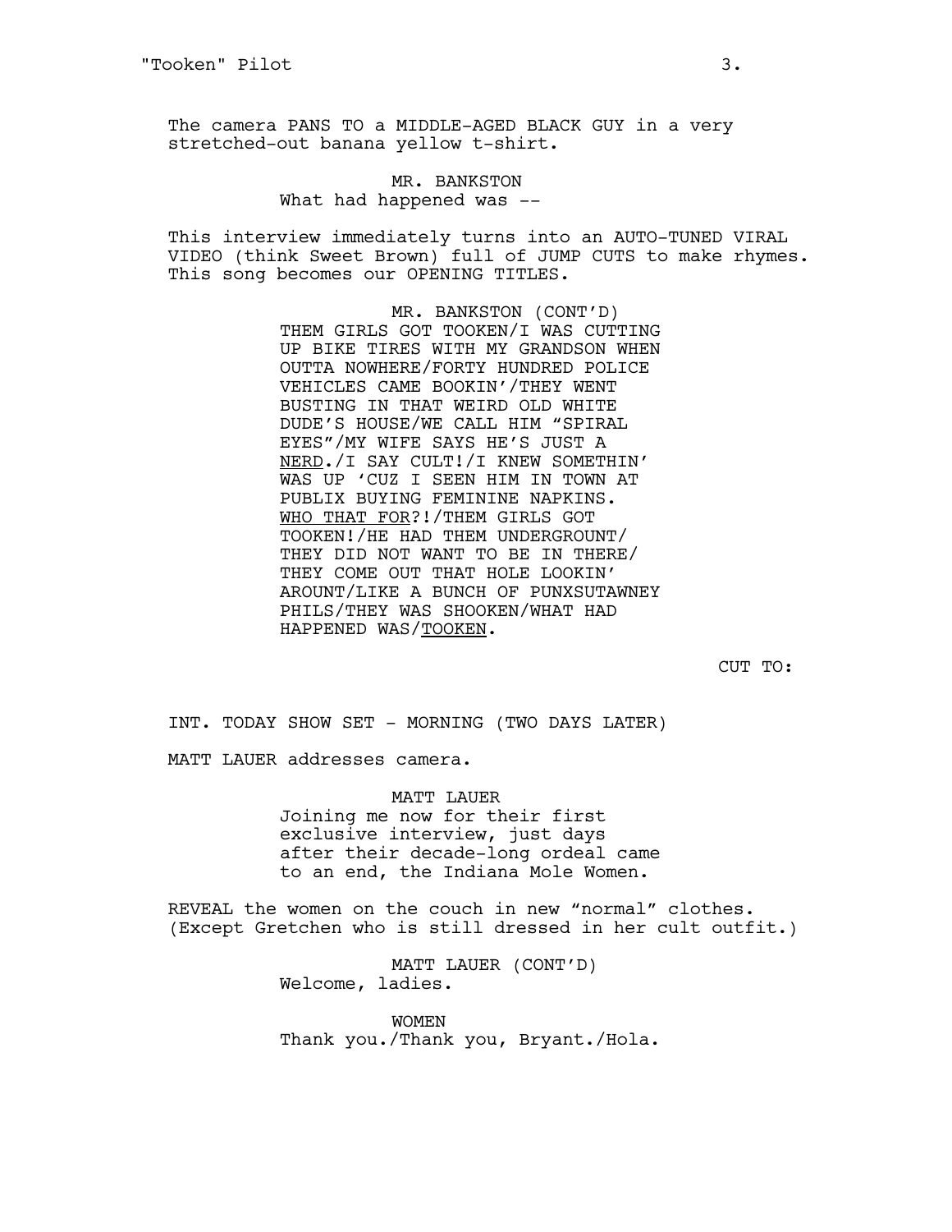The camera PANS TO a MIDDLE-AGED BLACK GUY in a very stretched-out banana yellow t-shirt.

MR. BANKSTON
What had happened was --

This interview immediately turns into an AUTO-TUNED VIRAL VIDEO (think Sweet Brown) full of JUMP CUTS to make rhymes. This song becomes our OPENING TITLES.

MR. BANKSTON (CONT'D)
THEM GIRLS GOT TOOKEN/I WAS CUTTING UP BIKE TIRES WITH MY GRANDSON WHEN OUTTA NOWHERE/FORTY HUNDRED POLICE VEHICLES CAME BOOKIN'/THEY WENT BUSTING IN THAT WEIRD OLD WHITE DUDE'S HOUSE/WE CALL HIM "SPIRAL EYES"/MY WIFE SAYS HE'S JUST A <u>NERD</u>./I SAY CULT!/I KNEW SOMETHIN' WAS UP 'CUZ I SEEN HIM IN TOWN AT PUBLIX BUYING FEMININE NAPKINS. <u>WHO THAT FOR</u>?!/THEM GIRLS GOT TOOKEN!/HE HAD THEM UNDERGROUNT/ THEY DID NOT WANT TO BE IN THERE/ THEY COME OUT THAT HOLE LOOKIN' AROUNT/LIKE A BUNCH OF PUNXSUTAWNEY PHILS/THEY WAS SHOOKEN/WHAT HAD HAPPENED WAS/<u>TOOKEN</u>.

CUT TO:

INT. TODAY SHOW SET - MORNING (TWO DAYS LATER)

MATT LAUER addresses camera.

MATT LAUER
Joining me now for their first exclusive interview, just days after their decade-long ordeal came to an end, the Indiana Mole Women.

REVEAL the women on the couch in new "normal" clothes. (Except Gretchen who is still dressed in her cult outfit.)

MATT LAUER (CONT'D)
Welcome, ladies.

WOMEN
Thank you./Thank you, Bryant./Hola.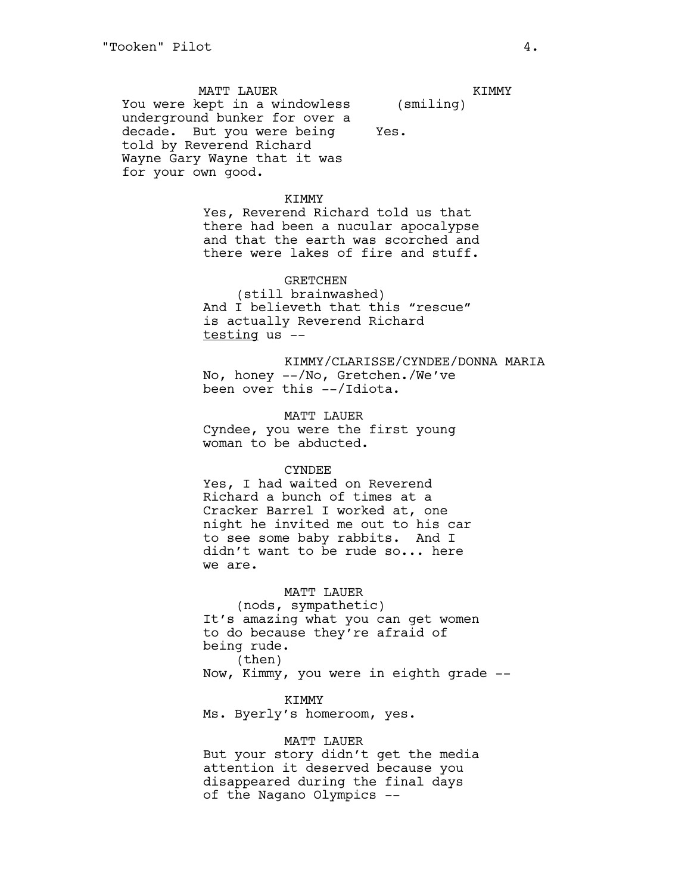MATT LAUER

You were kept in a windowless underground bunker for over a decade. But you were being told by Reverend Richard Wayne Gary Wayne that it was for your own good.

KIMMY

(smiling)

Yes.

KIMMY

Yes, Reverend Richard told us that there had been a nucular apocalypse and that the earth was scorched and there were lakes of fire and stuff.

GRETCHEN

(still brainwashed)

And I believeth that this "rescue" is actually Reverend Richard testing us --

KIMMY/CLARISSE/CYNDEE/DONNA MARIA

No, honey --/No, Gretchen./We've been over this --/Idiota.

MATT LAUER

Cyndee, you were the first young woman to be abducted.

CYNDEE

Yes, I had waited on Reverend Richard a bunch of times at a Cracker Barrel I worked at, one night he invited me out to his car to see some baby rabbits. And I didn't want to be rude so... here we are.

MATT LAUER

(nods, sympathetic)

It's amazing what you can get women to do because they're afraid of being rude.

(then)

Now, Kimmy, you were in eighth grade --

KIMMY

Ms. Byerly's homeroom, yes.

MATT LAUER

But your story didn't get the media attention it deserved because you disappeared during the final days of the Nagano Olympics --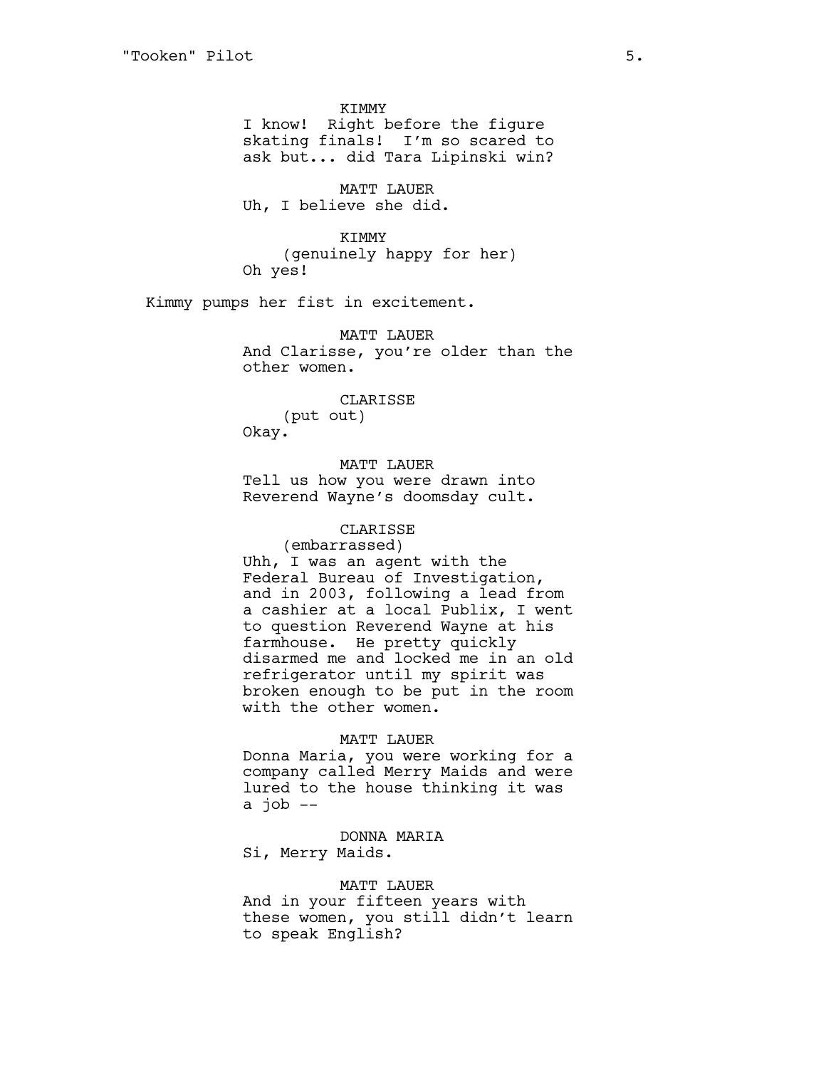KIMMY
I know! Right before the figure skating finals! I'm so scared to ask but... did Tara Lipinski win?

MATT LAUER
Uh, I believe she did.

KIMMY
(genuinely happy for her)
Oh yes!

Kimmy pumps her fist in excitement.

MATT LAUER
And Clarisse, you're older than the other women.

CLARISSE
(put out)
Okay.

MATT LAUER
Tell us how you were drawn into Reverend Wayne's doomsday cult.

CLARISSE
(embarrassed)
Uhh, I was an agent with the Federal Bureau of Investigation, and in 2003, following a lead from a cashier at a local Publix, I went to question Reverend Wayne at his farmhouse. He pretty quickly disarmed me and locked me in an old refrigerator until my spirit was broken enough to be put in the room with the other women.

MATT LAUER
Donna Maria, you were working for a company called Merry Maids and were lured to the house thinking it was a job --

DONNA MARIA
Si, Merry Maids.

MATT LAUER
And in your fifteen years with these women, you still didn't learn to speak English?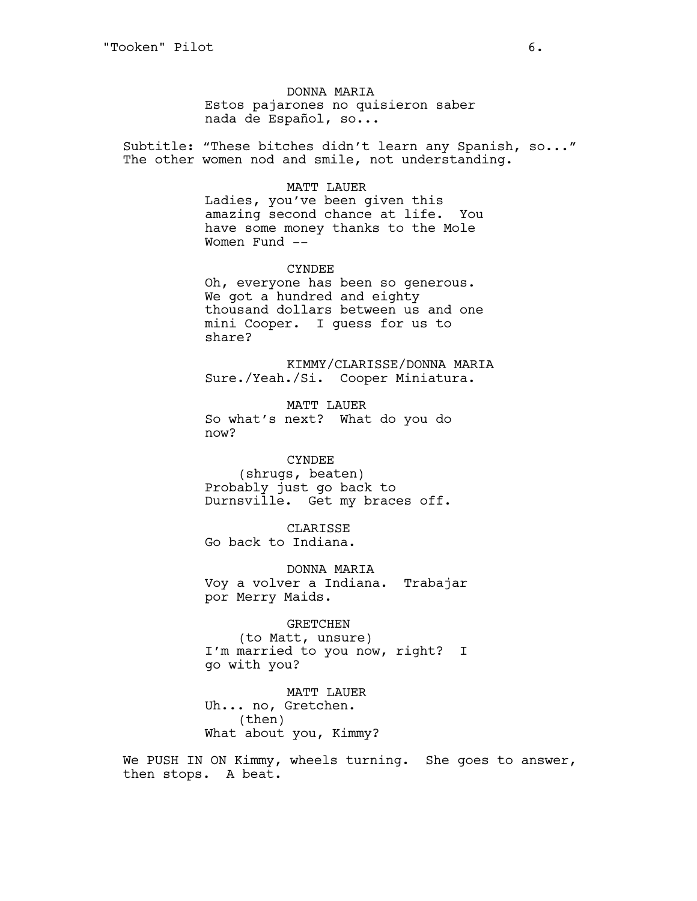DONNA MARIA
Estos pajarones no quisieron saber nada de Español, so...

Subtitle: "These bitches didn't learn any Spanish, so..." The other women nod and smile, not understanding.

MATT LAUER
Ladies, you've been given this amazing second chance at life. You have some money thanks to the Mole Women Fund --

CYNDEE
Oh, everyone has been so generous. We got a hundred and eighty thousand dollars between us and one mini Cooper. I guess for us to share?

KIMMY/CLARISSE/DONNA MARIA
Sure./Yeah./Si. Cooper Miniatura.

MATT LAUER
So what's next? What do you do now?

CYNDEE
(shrugs, beaten)
Probably just go back to Durnsville. Get my braces off.

CLARISSE
Go back to Indiana.

DONNA MARIA
Voy a volver a Indiana. Trabajar por Merry Maids.

GRETCHEN
(to Matt, unsure)
I'm married to you now, right? I go with you?

MATT LAUER
Uh... no, Gretchen.
(then)
What about you, Kimmy?

We PUSH IN ON Kimmy, wheels turning. She goes to answer, then stops. A beat.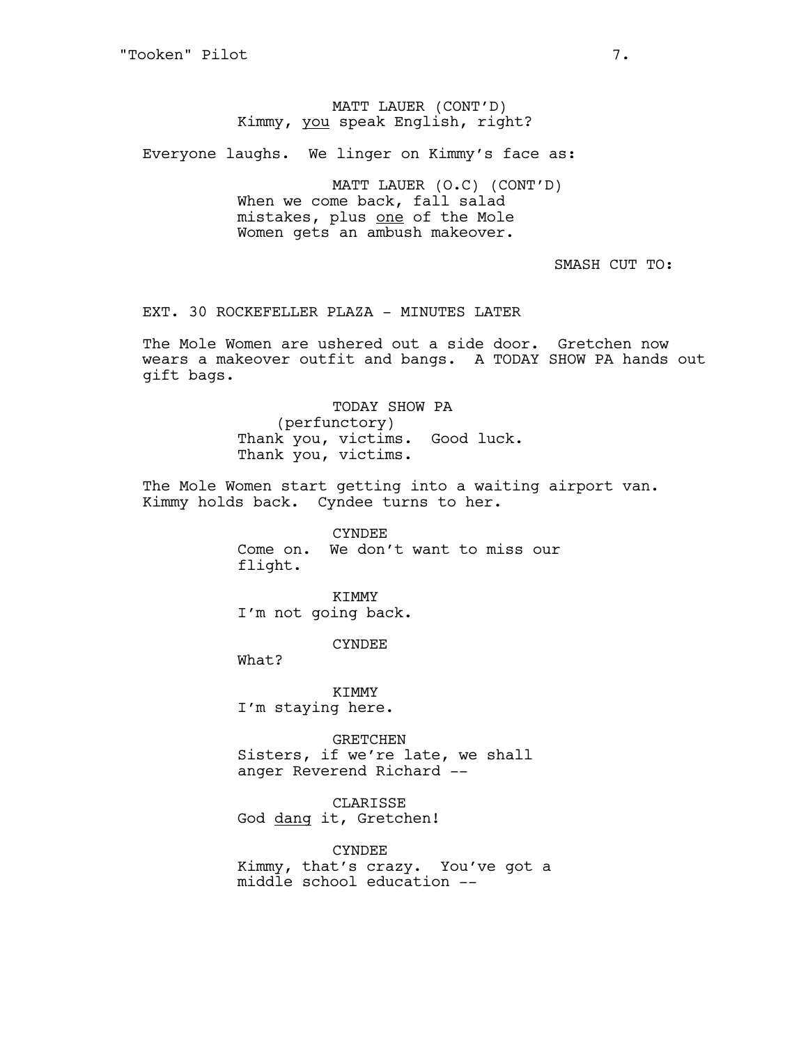MATT LAUER (CONT'D)
Kimmy, <u>you</u> speak English, right?

Everyone laughs. We linger on Kimmy's face as:

MATT LAUER (O.C) (CONT'D)
When we come back, fall salad mistakes, plus <u>one</u> of the Mole Women gets an ambush makeover.

SMASH CUT TO:

EXT. 30 ROCKEFELLER PLAZA - MINUTES LATER

The Mole Women are ushered out a side door. Gretchen now wears a makeover outfit and bangs. A TODAY SHOW PA hands out gift bags.

TODAY SHOW PA
(perfunctory)
Thank you, victims. Good luck. Thank you, victims.

The Mole Women start getting into a waiting airport van. Kimmy holds back. Cyndee turns to her.

CYNDEE
Come on. We don't want to miss our flight.

KIMMY
I'm not going back.

CYNDEE
What?

KIMMY
I'm staying here.

GRETCHEN
Sisters, if we're late, we shall anger Reverend Richard --

CLARISSE
God <u>dang</u> it, Gretchen!

CYNDEE
Kimmy, that's crazy. You've got a middle school education --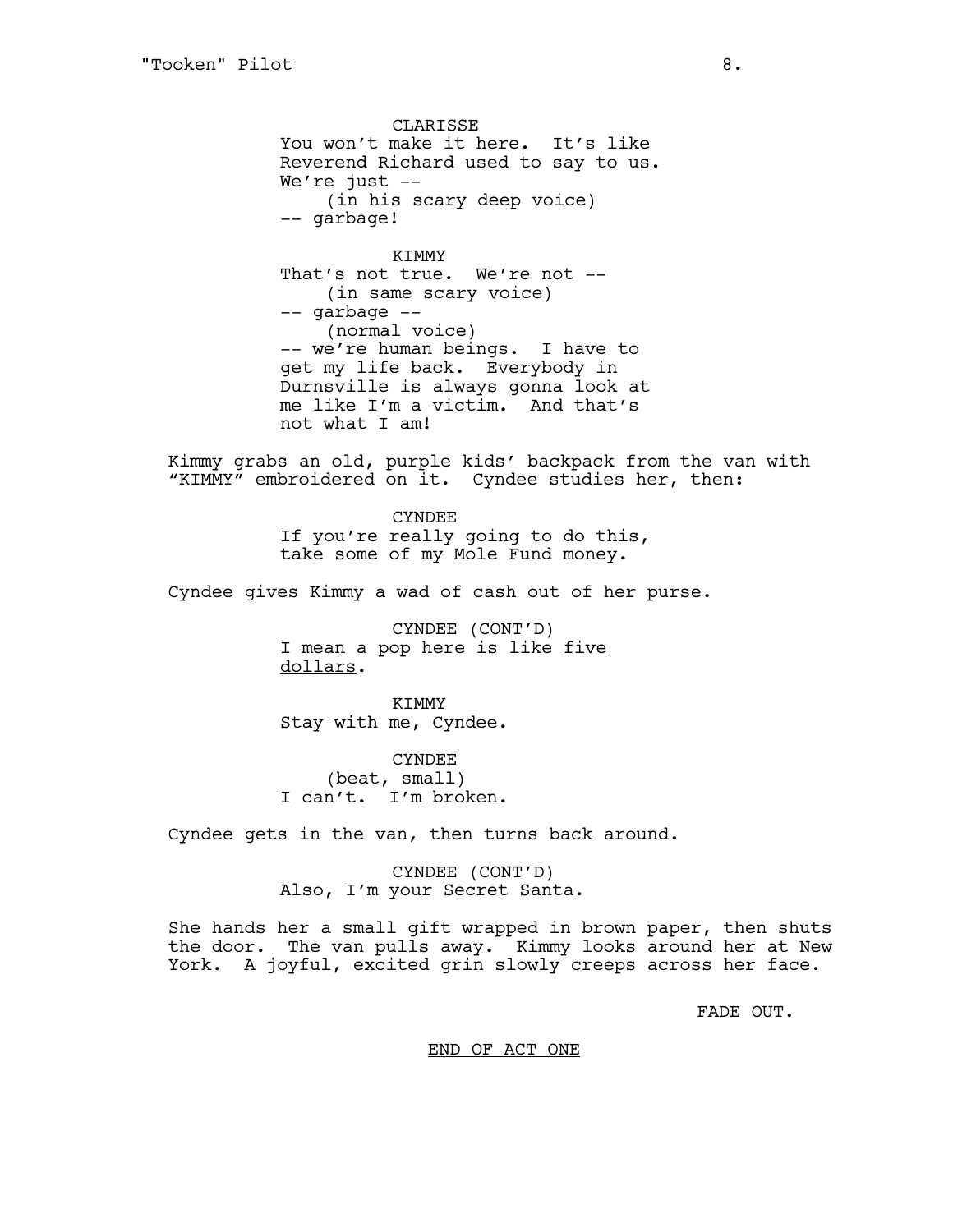CLARISSE
You won't make it here. It's like Reverend Richard used to say to us. We're just --
(in his scary deep voice)
-- garbage!

KIMMY
That's not true. We're not --
(in same scary voice)
-- garbage --
(normal voice)
-- we're human beings. I have to get my life back. Everybody in Durnsville is always gonna look at me like I'm a victim. And that's not what I am!

Kimmy grabs an old, purple kids' backpack from the van with "KIMMY" embroidered on it. Cyndee studies her, then:

CYNDEE
If you're really going to do this, take some of my Mole Fund money.

Cyndee gives Kimmy a wad of cash out of her purse.

CYNDEE (CONT'D)
I mean a pop here is like <u>five dollars</u>.

KIMMY
Stay with me, Cyndee.

CYNDEE
(beat, small)
I can't. I'm broken.

Cyndee gets in the van, then turns back around.

CYNDEE (CONT'D)
Also, I'm your Secret Santa.

She hands her a small gift wrapped in brown paper, then shuts the door. The van pulls away. Kimmy looks around her at New York. A joyful, excited grin slowly creeps across her face.

FADE OUT.

<u>END OF ACT ONE</u>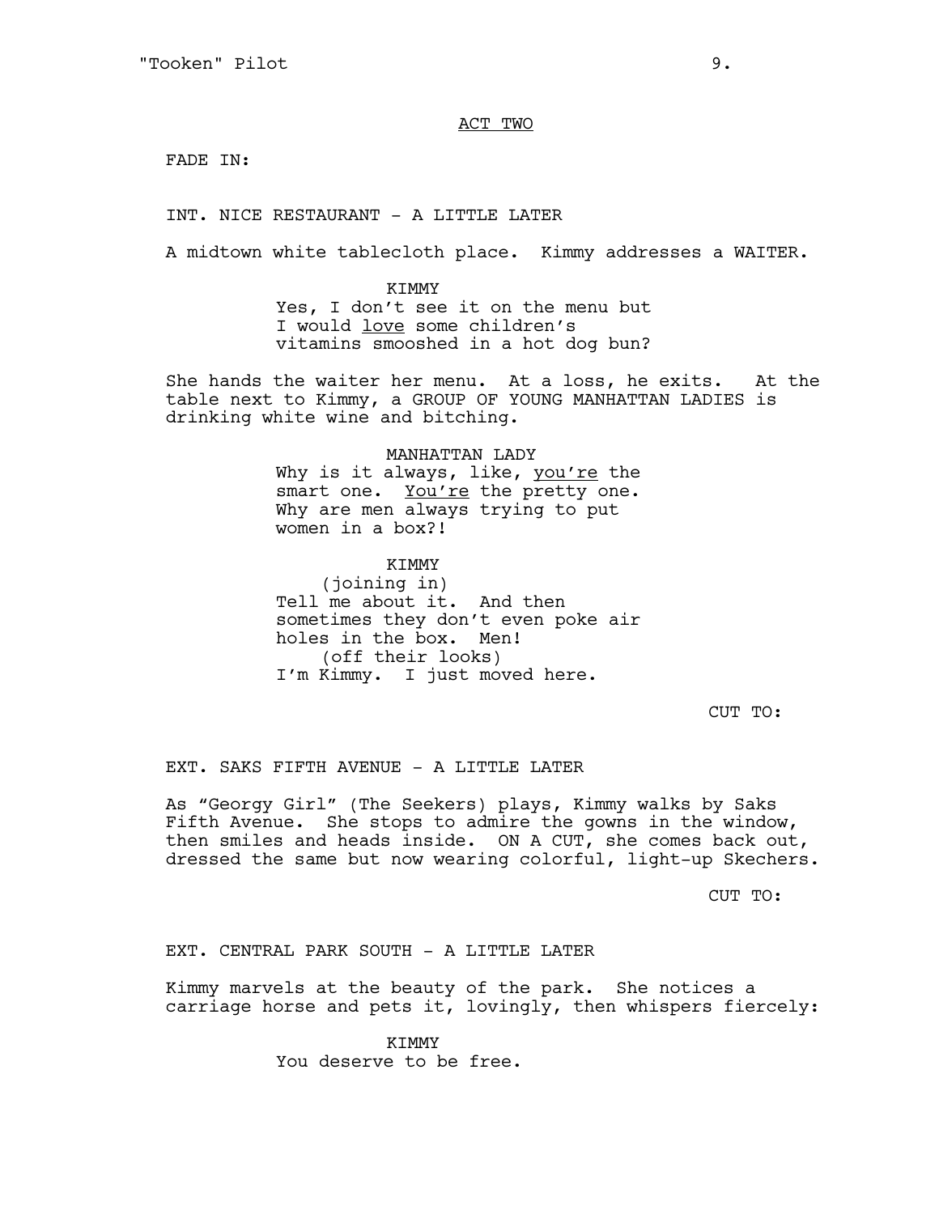ACT TWO

FADE IN:

INT. NICE RESTAURANT - A LITTLE LATER

A midtown white tablecloth place. Kimmy addresses a WAITER.

KIMMY
Yes, I don't see it on the menu but I would _love_ some children's vitamins smooshed in a hot dog bun?

She hands the waiter her menu. At a loss, he exits. At the table next to Kimmy, a GROUP OF YOUNG MANHATTAN LADIES is drinking white wine and bitching.

MANHATTAN LADY
Why is it always, like, _you're_ the smart one. _You're_ the pretty one. Why are men always trying to put women in a box?!

KIMMY
(joining in)
Tell me about it. And then sometimes they don't even poke air holes in the box. Men!
(off their looks)
I'm Kimmy. I just moved here.

CUT TO:

EXT. SAKS FIFTH AVENUE - A LITTLE LATER

As "Georgy Girl" (The Seekers) plays, Kimmy walks by Saks Fifth Avenue. She stops to admire the gowns in the window, then smiles and heads inside. ON A CUT, she comes back out, dressed the same but now wearing colorful, light-up Skechers.

CUT TO:

EXT. CENTRAL PARK SOUTH - A LITTLE LATER

Kimmy marvels at the beauty of the park. She notices a carriage horse and pets it, lovingly, then whispers fiercely:

KIMMY
You deserve to be free.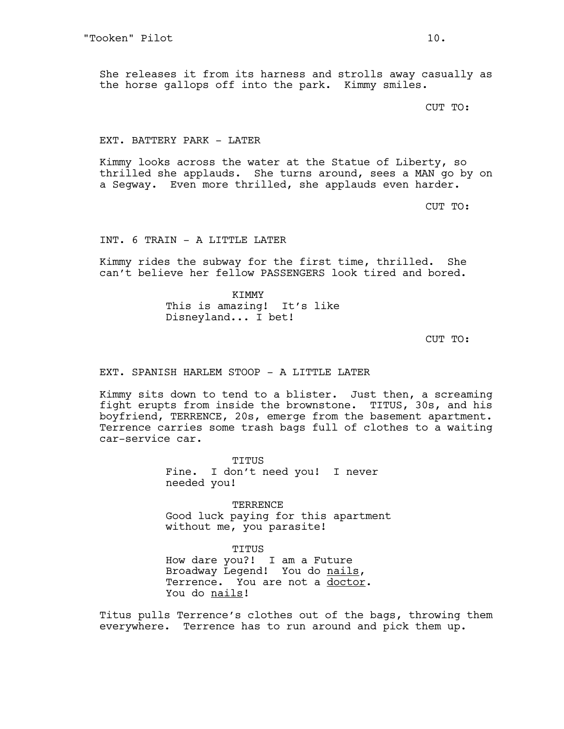She releases it from its harness and strolls away casually as the horse gallops off into the park. Kimmy smiles.

CUT TO:

EXT. BATTERY PARK - LATER

Kimmy looks across the water at the Statue of Liberty, so thrilled she applauds. She turns around, sees a MAN go by on a Segway. Even more thrilled, she applauds even harder.

CUT TO:

INT. 6 TRAIN - A LITTLE LATER

Kimmy rides the subway for the first time, thrilled. She can't believe her fellow PASSENGERS look tired and bored.

KIMMY
This is amazing! It's like Disneyland... I bet!

CUT TO:

EXT. SPANISH HARLEM STOOP - A LITTLE LATER

Kimmy sits down to tend to a blister. Just then, a screaming fight erupts from inside the brownstone. TITUS, 30s, and his boyfriend, TERRENCE, 20s, emerge from the basement apartment. Terrence carries some trash bags full of clothes to a waiting car-service car.

TITUS
Fine. I don't need you! I never needed you!

TERRENCE
Good luck paying for this apartment without me, you parasite!

TITUS
How dare you?! I am a Future Broadway Legend! You do <u>nails</u>, Terrence. You are not a <u>doctor</u>. You do <u>nails</u>!

Titus pulls Terrence's clothes out of the bags, throwing them everywhere. Terrence has to run around and pick them up.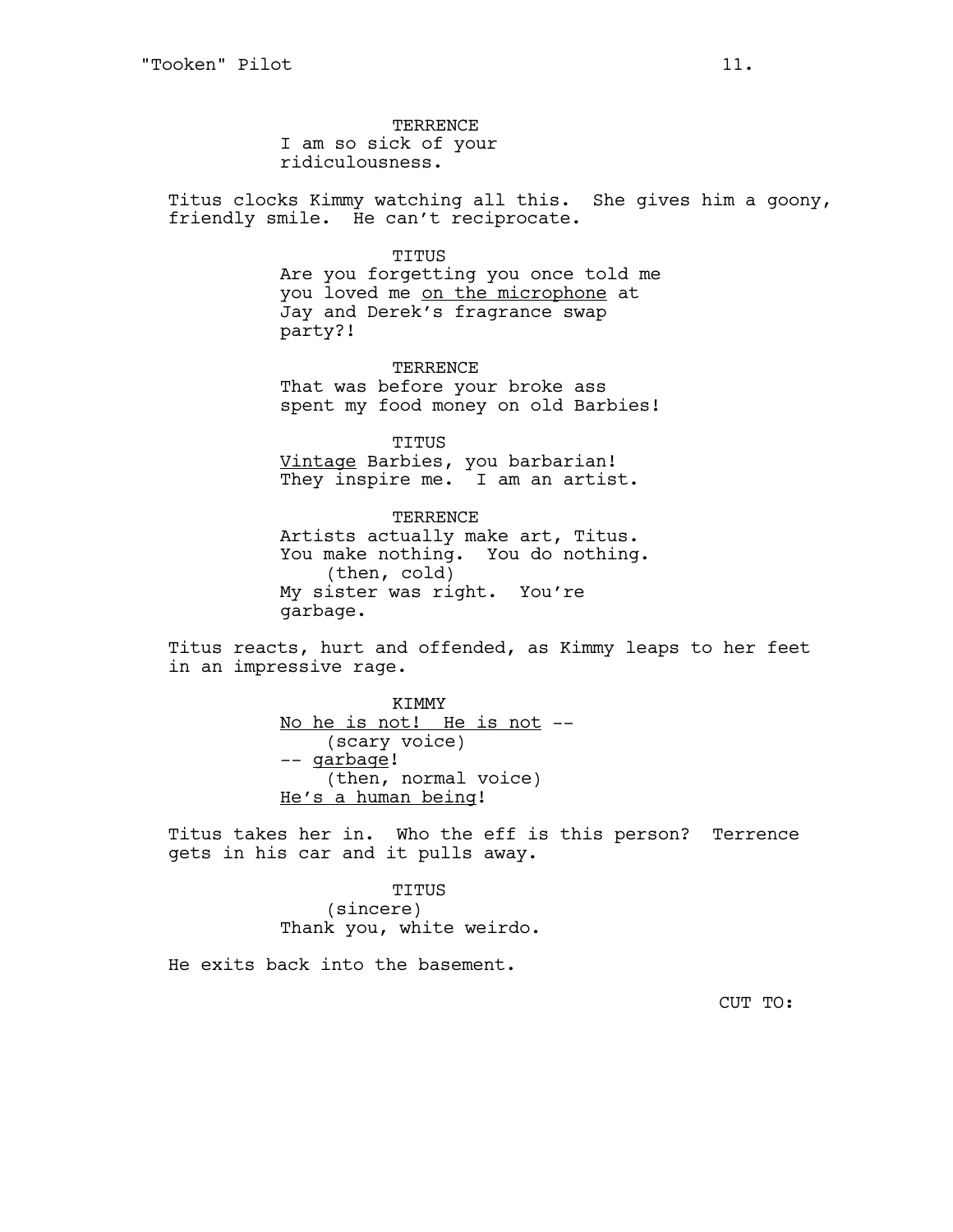TERRENCE
I am so sick of your ridiculousness.

Titus clocks Kimmy watching all this. She gives him a goony, friendly smile. He can't reciprocate.

TITUS
Are you forgetting you once told me you loved me <u>on the microphone</u> at Jay and Derek's fragrance swap party?!

TERRENCE
That was before your broke ass spent my food money on old Barbies!

TITUS
<u>Vintage</u> Barbies, you barbarian! They inspire me. I am an artist.

TERRENCE
Artists actually make art, Titus. You make nothing. You do nothing.
(then, cold)
My sister was right. You're garbage.

Titus reacts, hurt and offended, as Kimmy leaps to her feet in an impressive rage.

KIMMY
<u>No he is not! He is not</u> --
(scary voice)
-- <u>garbage</u>!
(then, normal voice)
<u>He's a human being</u>!

Titus takes her in. Who the eff is this person? Terrence gets in his car and it pulls away.

TITUS
(sincere)
Thank you, white weirdo.

He exits back into the basement.

CUT TO: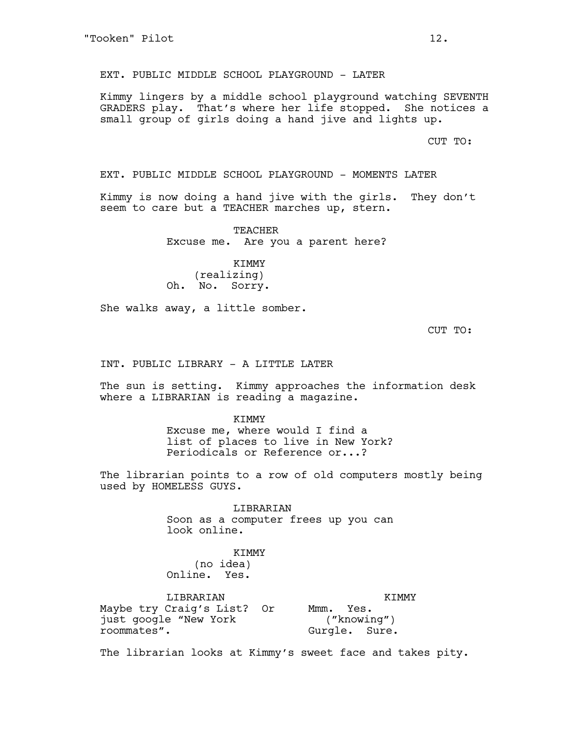EXT. PUBLIC MIDDLE SCHOOL PLAYGROUND - LATER

Kimmy lingers by a middle school playground watching SEVENTH GRADERS play. That's where her life stopped. She notices a small group of girls doing a hand jive and lights up.

CUT TO:

EXT. PUBLIC MIDDLE SCHOOL PLAYGROUND - MOMENTS LATER

Kimmy is now doing a hand jive with the girls. They don't seem to care but a TEACHER marches up, stern.

TEACHER
Excuse me. Are you a parent here?

KIMMY
(realizing)
Oh. No. Sorry.

She walks away, a little somber.

CUT TO:

INT. PUBLIC LIBRARY - A LITTLE LATER

The sun is setting. Kimmy approaches the information desk where a LIBRARIAN is reading a magazine.

KIMMY
Excuse me, where would I find a list of places to live in New York? Periodicals or Reference or...?

The librarian points to a row of old computers mostly being used by HOMELESS GUYS.

LIBRARIAN
Soon as a computer frees up you can look online.

KIMMY
(no idea)
Online. Yes.

LIBRARIAN
Maybe try Craig's List? Or just google "New York roommates".

KIMMY
Mmm. Yes.
("knowing")
Gurgle. Sure.

The librarian looks at Kimmy's sweet face and takes pity.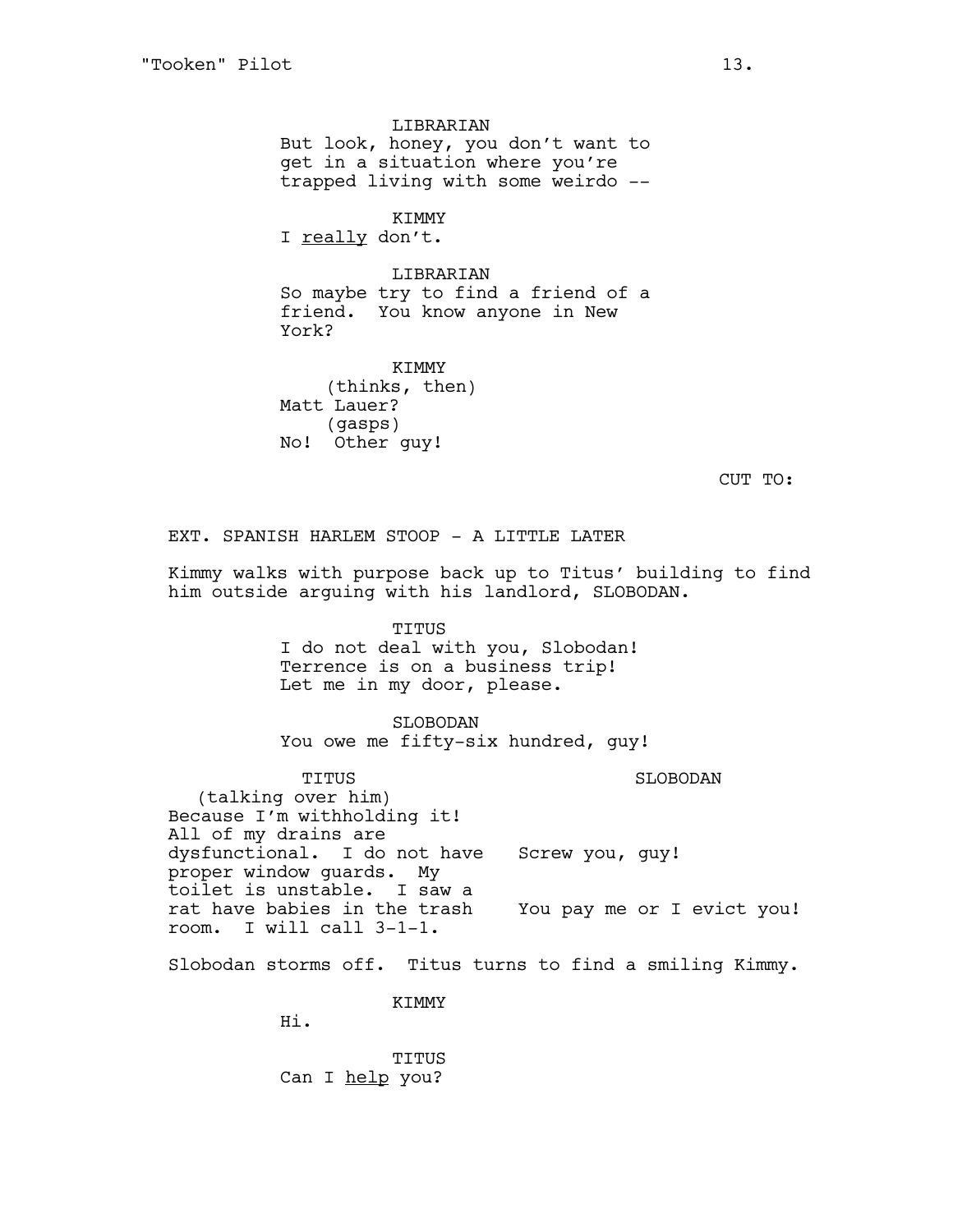LIBRARIAN
But look, honey, you don't want to get in a situation where you're trapped living with some weirdo --

KIMMY
I <u>really</u> don't.

LIBRARIAN
So maybe try to find a friend of a friend. You know anyone in New York?

KIMMY
(thinks, then)
Matt Lauer?
(gasps)
No! Other guy!

CUT TO:

EXT. SPANISH HARLEM STOOP - A LITTLE LATER

Kimmy walks with purpose back up to Titus' building to find him outside arguing with his landlord, SLOBODAN.

TITUS
I do not deal with you, Slobodan! Terrence is on a business trip! Let me in my door, please.

SLOBODAN
You owe me fifty-six hundred, guy!

| TITUS | SLOBODAN |
| --- | --- |
| (talking over him) Because I'm withholding it! All of my drains are dysfunctional. I do not have proper window guards. My toilet is unstable. I saw a rat have babies in the trash room. I will call 3-1-1. | Screw you, guy! You pay me or I evict you! |

Slobodan storms off. Titus turns to find a smiling Kimmy.

KIMMY
Hi.

TITUS
Can I <u>help</u> you?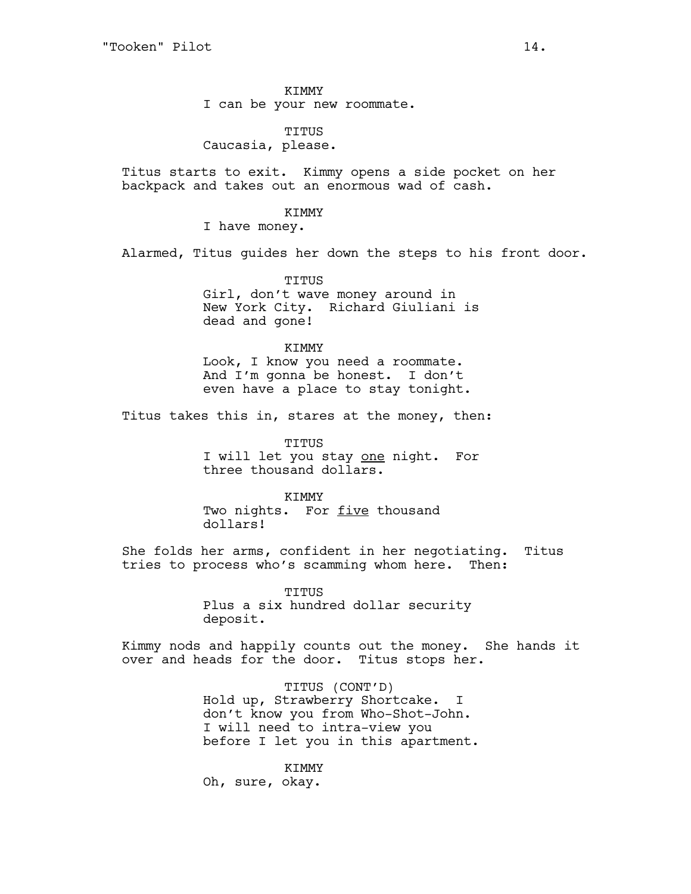KIMMY
I can be your new roommate.

TITUS
Caucasia, please.

Titus starts to exit. Kimmy opens a side pocket on her backpack and takes out an enormous wad of cash.

KIMMY
I have money.

Alarmed, Titus guides her down the steps to his front door.

TITUS
Girl, don't wave money around in New York City. Richard Giuliani is dead and gone!

KIMMY
Look, I know you need a roommate. And I'm gonna be honest. I don't even have a place to stay tonight.

Titus takes this in, stares at the money, then:

TITUS
I will let you stay <u>one</u> night. For three thousand dollars.

KIMMY
Two nights. For <u>five</u> thousand dollars!

She folds her arms, confident in her negotiating. Titus tries to process who's scamming whom here. Then:

TITUS
Plus a six hundred dollar security deposit.

Kimmy nods and happily counts out the money. She hands it over and heads for the door. Titus stops her.

TITUS (CONT'D)
Hold up, Strawberry Shortcake. I don't know you from Who-Shot-John. I will need to intra-view you before I let you in this apartment.

KIMMY
Oh, sure, okay.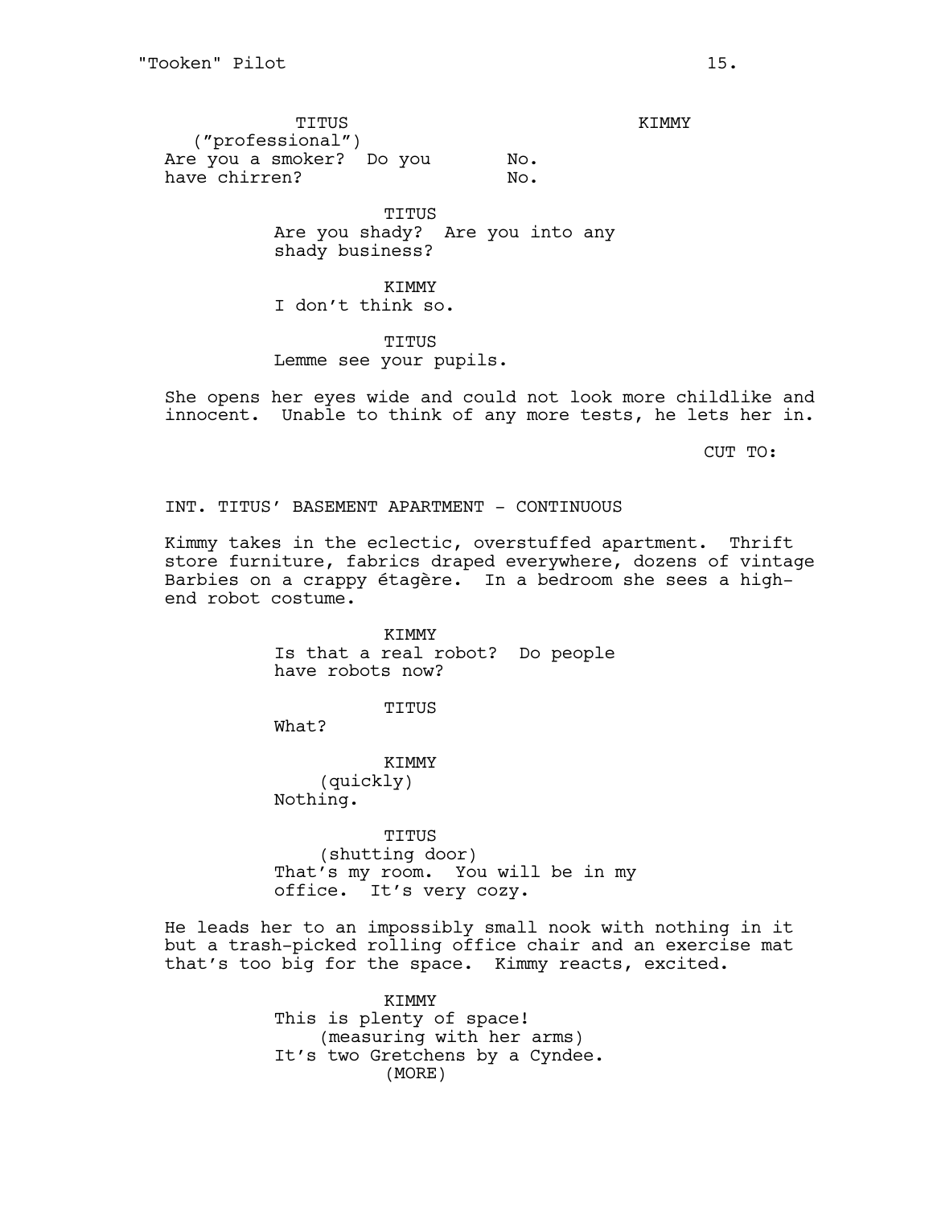TITUS
("professional")
Are you a smoker? Do you have chirren?

KIMMY
No.
No.

TITUS
Are you shady? Are you into any shady business?

KIMMY
I don't think so.

TITUS
Lemme see your pupils.

She opens her eyes wide and could not look more childlike and innocent. Unable to think of any more tests, he lets her in.

CUT TO:

INT. TITUS' BASEMENT APARTMENT - CONTINUOUS

Kimmy takes in the eclectic, overstuffed apartment. Thrift store furniture, fabrics draped everywhere, dozens of vintage Barbies on a crappy étagère. In a bedroom she sees a high-end robot costume.

KIMMY
Is that a real robot? Do people have robots now?

TITUS
What?

KIMMY
(quickly)
Nothing.

TITUS
(shutting door)
That's my room. You will be in my office. It's very cozy.

He leads her to an impossibly small nook with nothing in it but a trash-picked rolling office chair and an exercise mat that's too big for the space. Kimmy reacts, excited.

KIMMY
This is plenty of space!
(measuring with her arms)
It's two Gretchens by a Cyndee.
(MORE)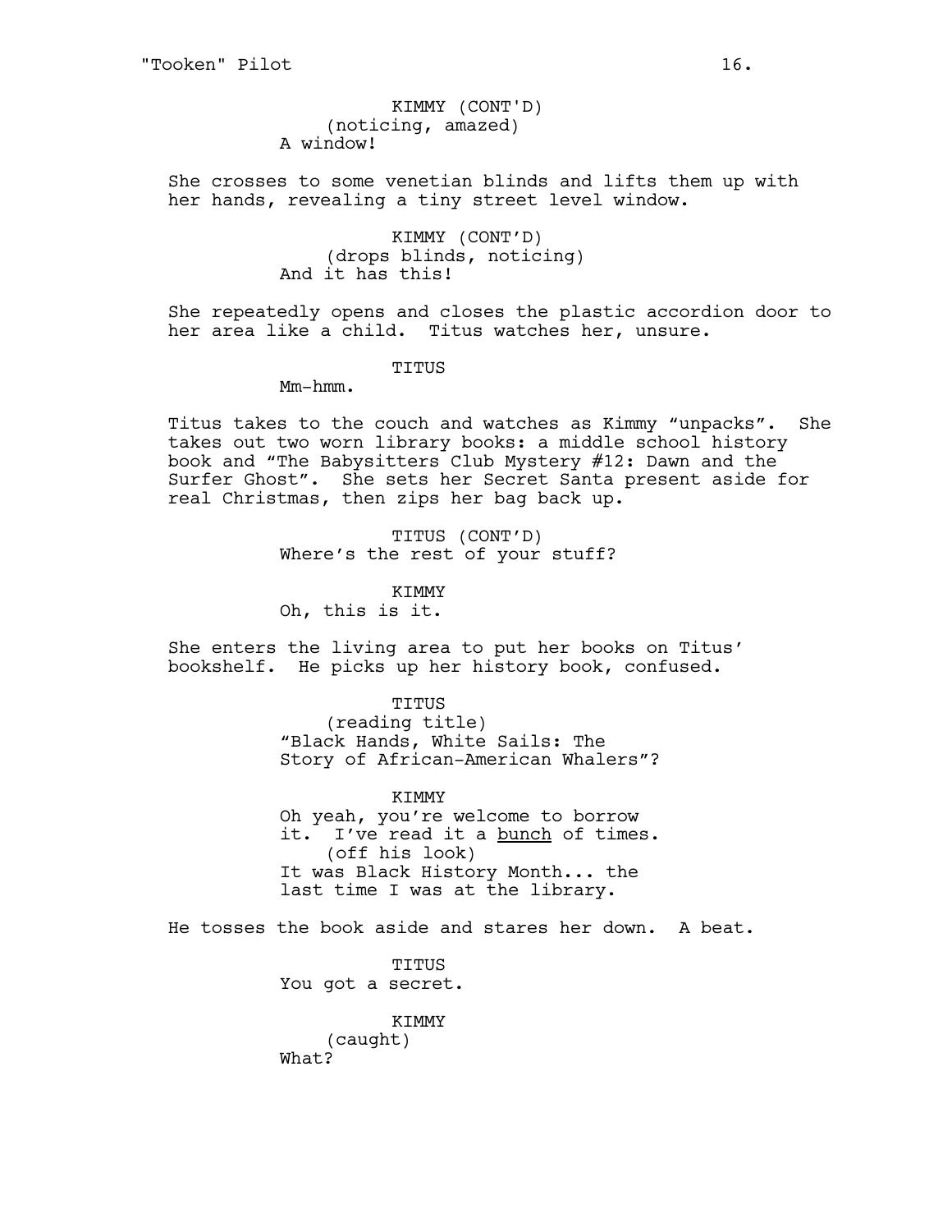KIMMY (CONT'D)
(noticing, amazed)
A window!

She crosses to some venetian blinds and lifts them up with her hands, revealing a tiny street level window.

KIMMY (CONT'D)
(drops blinds, noticing)
And it has this!

She repeatedly opens and closes the plastic accordion door to her area like a child. Titus watches her, unsure.

TITUS
Mm-hmm.

Titus takes to the couch and watches as Kimmy "unpacks". She takes out two worn library books: a middle school history book and "The Babysitters Club Mystery #12: Dawn and the Surfer Ghost". She sets her Secret Santa present aside for real Christmas, then zips her bag back up.

TITUS (CONT'D)
Where's the rest of your stuff?

KIMMY
Oh, this is it.

She enters the living area to put her books on Titus' bookshelf. He picks up her history book, confused.

TITUS
(reading title)
"Black Hands, White Sails: The Story of African-American Whalers"?

KIMMY
Oh yeah, you're welcome to borrow it. I've read it a <u>bunch</u> of times.
(off his look)
It was Black History Month... the last time I was at the library.

He tosses the book aside and stares her down. A beat.

TITUS
You got a secret.

KIMMY
(caught)
What?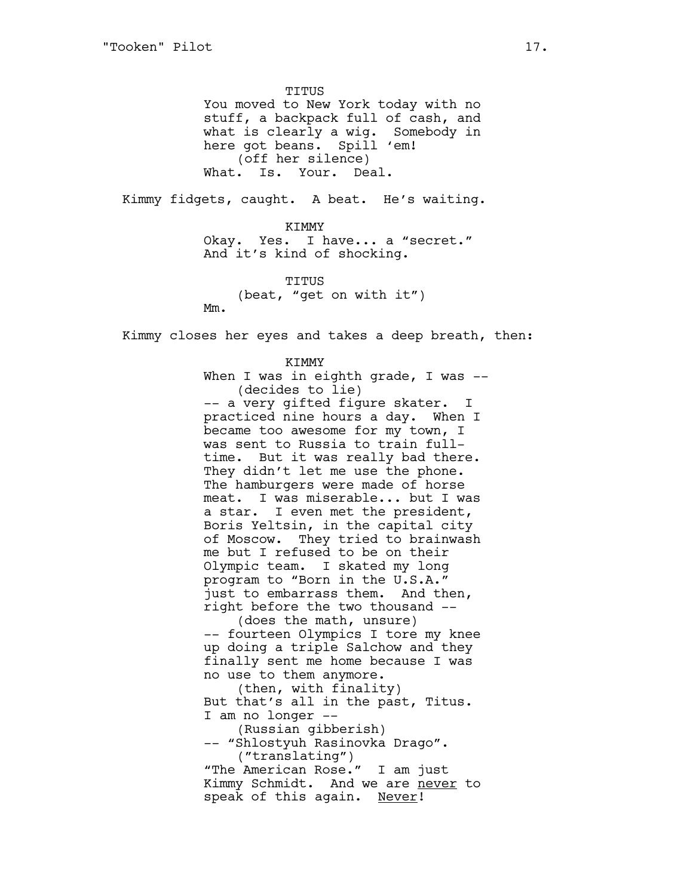TITUS

You moved to New York today with no stuff, a backpack full of cash, and what is clearly a wig. Somebody in here got beans. Spill 'em!

(off her silence)

What. Is. Your. Deal.

Kimmy fidgets, caught. A beat. He's waiting.

KIMMY

Okay. Yes. I have... a "secret." And it's kind of shocking.

TITUS

(beat, "get on with it")

Mm.

Kimmy closes her eyes and takes a deep breath, then:

KIMMY

When I was in eighth grade, I was --

(decides to lie)

-- a very gifted figure skater. I practiced nine hours a day. When I became too awesome for my town, I was sent to Russia to train full-time. But it was really bad there. They didn't let me use the phone. The hamburgers were made of horse meat. I was miserable... but I was a star. I even met the president, Boris Yeltsin, in the capital city of Moscow. They tried to brainwash me but I refused to be on their Olympic team. I skated my long program to "Born in the U.S.A." just to embarrass them. And then, right before the two thousand --

(does the math, unsure)

-- fourteen Olympics I tore my knee up doing a triple Salchow and they finally sent me home because I was no use to them anymore.

(then, with finality)

But that's all in the past, Titus. I am no longer --

(Russian gibberish)

-- "Shlostyuh Rasinovka Drago".

("translating")

"The American Rose." I am just Kimmy Schmidt. And we are <u>never</u> to speak of this again. <u>Never</u>!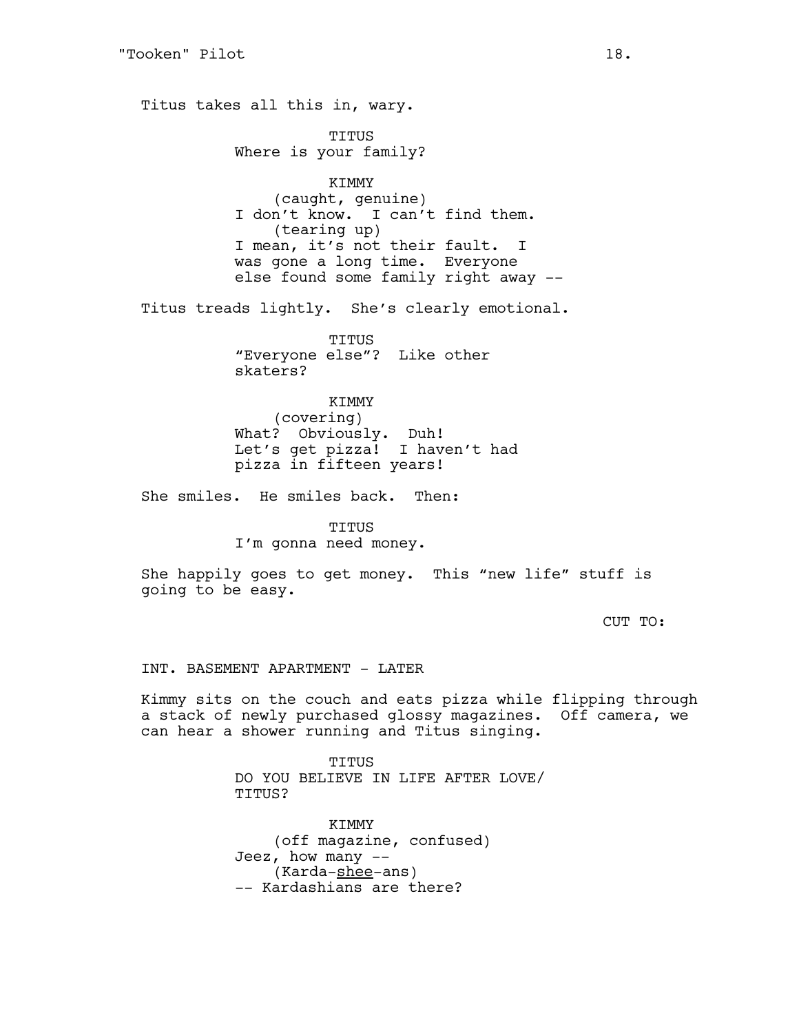Titus takes all this in, wary.

TITUS
Where is your family?

KIMMY
(caught, genuine)
I don't know. I can't find them.
(tearing up)
I mean, it's not their fault. I was gone a long time. Everyone else found some family right away --

Titus treads lightly. She's clearly emotional.

TITUS
"Everyone else"? Like other skaters?

KIMMY
(covering)
What? Obviously. Duh!
Let's get pizza! I haven't had pizza in fifteen years!

She smiles. He smiles back. Then:

TITUS
I'm gonna need money.

She happily goes to get money. This "new life" stuff is going to be easy.

CUT TO:

INT. BASEMENT APARTMENT - LATER

Kimmy sits on the couch and eats pizza while flipping through a stack of newly purchased glossy magazines. Off camera, we can hear a shower running and Titus singing.

TITUS
DO YOU BELIEVE IN LIFE AFTER LOVE/
TITUS?

KIMMY
(off magazine, confused)
Jeez, how many --
(Karda-<u>shee</u>-ans)
-- Kardashians are there?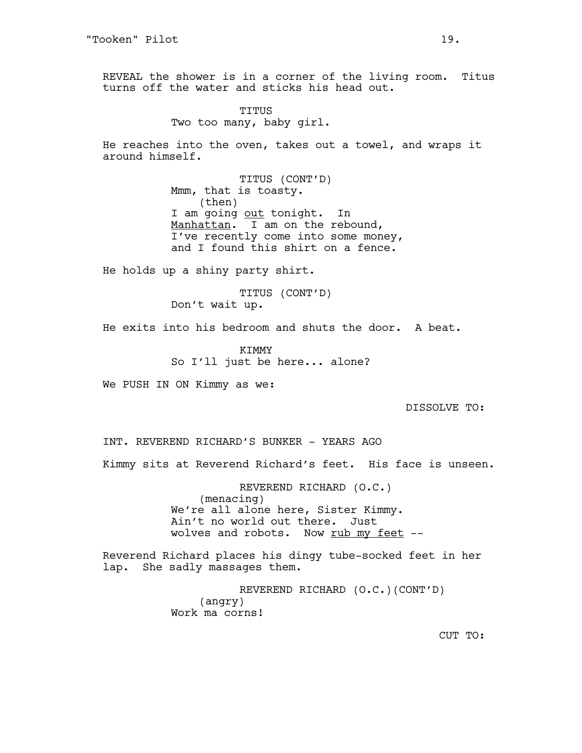REVEAL the shower is in a corner of the living room. Titus turns off the water and sticks his head out.

TITUS
Two too many, baby girl.

He reaches into the oven, takes out a towel, and wraps it around himself.

TITUS (CONT'D)
Mmm, that is toasty.
(then)
I am going <u>out</u> tonight. In <u>Manhattan</u>. I am on the rebound, I've recently come into some money, and I found this shirt on a fence.

He holds up a shiny party shirt.

TITUS (CONT'D)
Don't wait up.

He exits into his bedroom and shuts the door. A beat.

KIMMY
So I'll just be here... alone?

We PUSH IN ON Kimmy as we:

DISSOLVE TO:

INT. REVEREND RICHARD'S BUNKER - YEARS AGO

Kimmy sits at Reverend Richard's feet. His face is unseen.

REVEREND RICHARD (O.C.)
(menacing)
We're all alone here, Sister Kimmy. Ain't no world out there. Just wolves and robots. Now <u>rub my feet</u> --

Reverend Richard places his dingy tube-socked feet in her lap. She sadly massages them.

REVEREND RICHARD (O.C.)(CONT'D)
(angry)
Work ma corns!

CUT TO: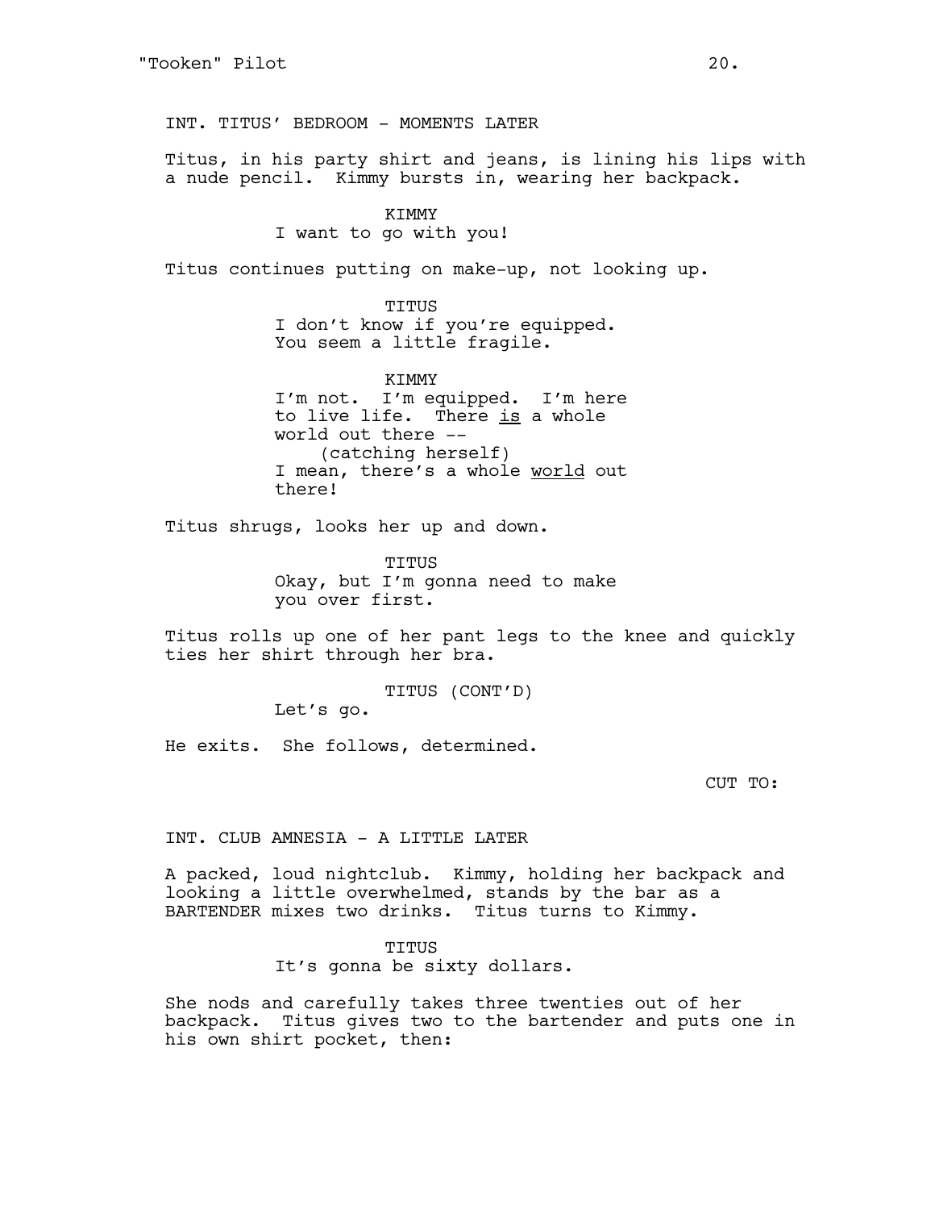INT. TITUS' BEDROOM - MOMENTS LATER

Titus, in his party shirt and jeans, is lining his lips with a nude pencil. Kimmy bursts in, wearing her backpack.

KIMMY
I want to go with you!

Titus continues putting on make-up, not looking up.

TITUS
I don't know if you're equipped. You seem a little fragile.

KIMMY
I'm not. I'm equipped. I'm here to live life. There _is_ a whole world out there --
(catching herself)
I mean, there's a whole _world_ out there!

Titus shrugs, looks her up and down.

TITUS
Okay, but I'm gonna need to make you over first.

Titus rolls up one of her pant legs to the knee and quickly ties her shirt through her bra.

TITUS (CONT'D)
Let's go.

He exits. She follows, determined.

CUT TO:

INT. CLUB AMNESIA - A LITTLE LATER

A packed, loud nightclub. Kimmy, holding her backpack and looking a little overwhelmed, stands by the bar as a BARTENDER mixes two drinks. Titus turns to Kimmy.

TITUS
It's gonna be sixty dollars.

She nods and carefully takes three twenties out of her backpack. Titus gives two to the bartender and puts one in his own shirt pocket, then: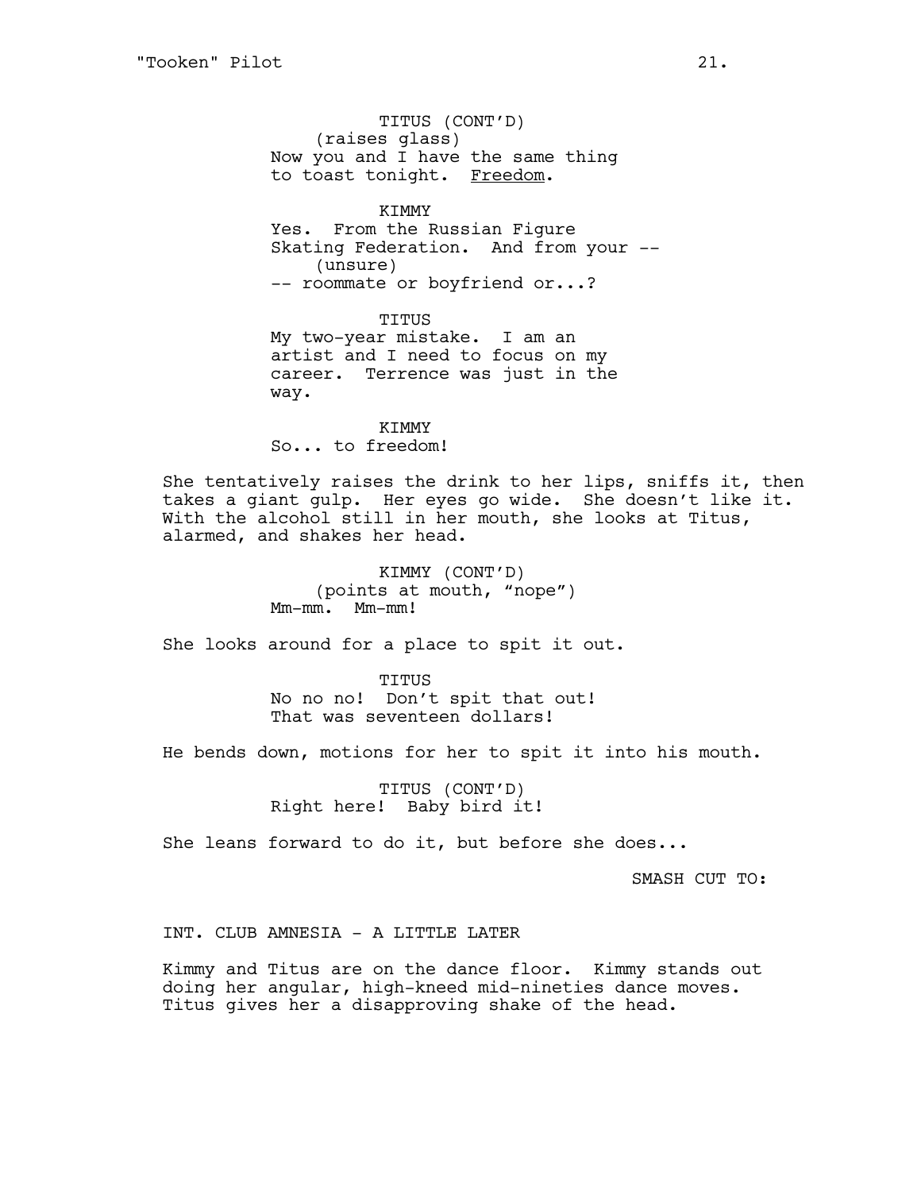TITUS (CONT'D)
(raises glass)
Now you and I have the same thing to toast tonight. <u>Freedom</u>.

KIMMY
Yes. From the Russian Figure Skating Federation. And from your --
(unsure)
-- roommate or boyfriend or...?

TITUS
My two-year mistake. I am an artist and I need to focus on my career. Terrence was just in the way.

KIMMY
So... to freedom!

She tentatively raises the drink to her lips, sniffs it, then takes a giant gulp. Her eyes go wide. She doesn't like it. With the alcohol still in her mouth, she looks at Titus, alarmed, and shakes her head.

KIMMY (CONT'D)
(points at mouth, "nope")
Mm-mm. Mm-mm!

She looks around for a place to spit it out.

TITUS
No no no! Don't spit that out! That was seventeen dollars!

He bends down, motions for her to spit it into his mouth.

TITUS (CONT'D)
Right here! Baby bird it!

She leans forward to do it, but before she does...

SMASH CUT TO:

INT. CLUB AMNESIA - A LITTLE LATER

Kimmy and Titus are on the dance floor. Kimmy stands out doing her angular, high-kneed mid-nineties dance moves. Titus gives her a disapproving shake of the head.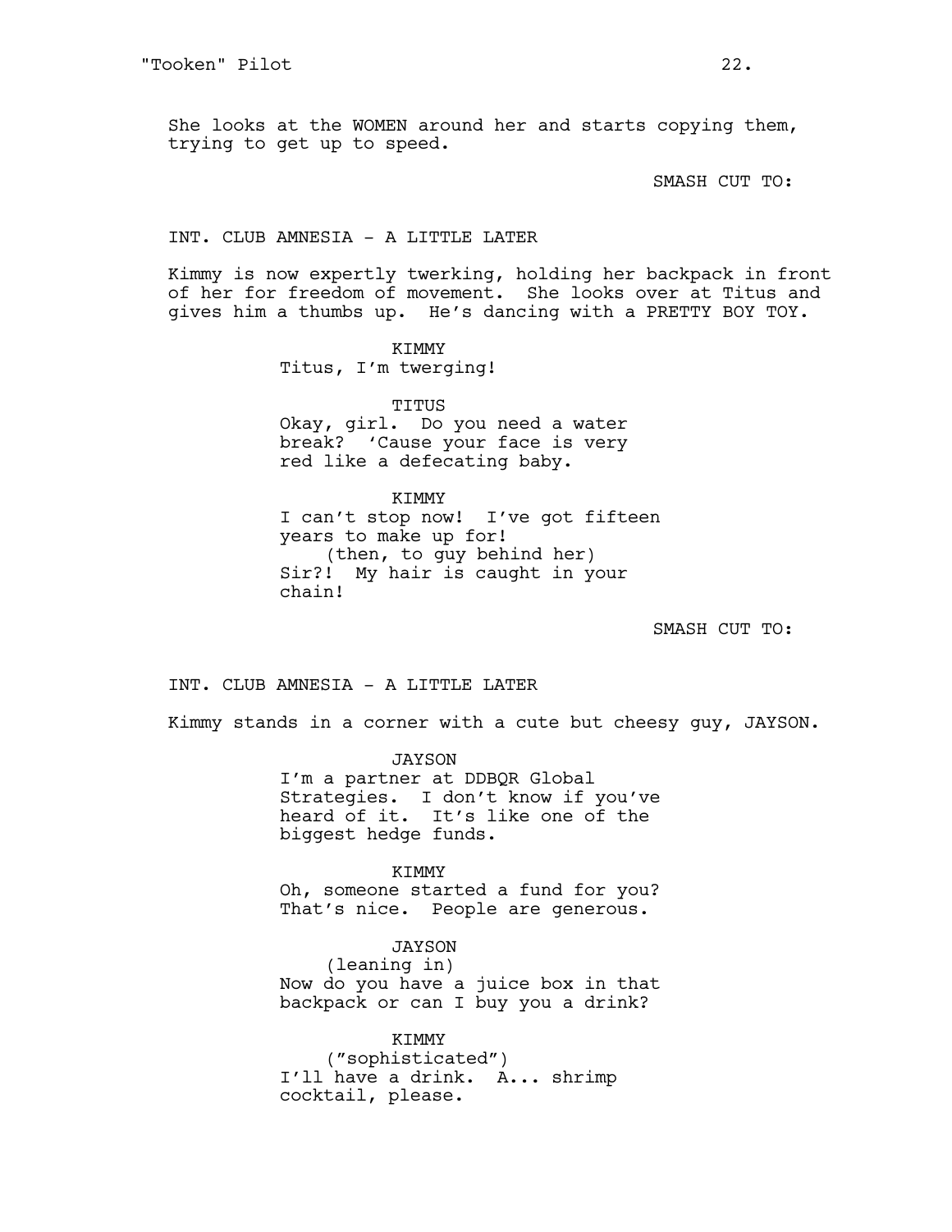She looks at the WOMEN around her and starts copying them, trying to get up to speed.

SMASH CUT TO:

INT. CLUB AMNESIA - A LITTLE LATER

Kimmy is now expertly twerking, holding her backpack in front of her for freedom of movement. She looks over at Titus and gives him a thumbs up. He's dancing with a PRETTY BOY TOY.

KIMMY
Titus, I'm twerging!

TITUS
Okay, girl. Do you need a water break? 'Cause your face is very red like a defecating baby.

KIMMY
I can't stop now! I've got fifteen years to make up for!
(then, to guy behind her)
Sir?! My hair is caught in your chain!

SMASH CUT TO:

INT. CLUB AMNESIA - A LITTLE LATER

Kimmy stands in a corner with a cute but cheesy guy, JAYSON.

JAYSON
I'm a partner at DDBQR Global Strategies. I don't know if you've heard of it. It's like one of the biggest hedge funds.

KIMMY
Oh, someone started a fund for you? That's nice. People are generous.

JAYSON
(leaning in)
Now do you have a juice box in that backpack or can I buy you a drink?

KIMMY
("sophisticated")
I'll have a drink. A... shrimp cocktail, please.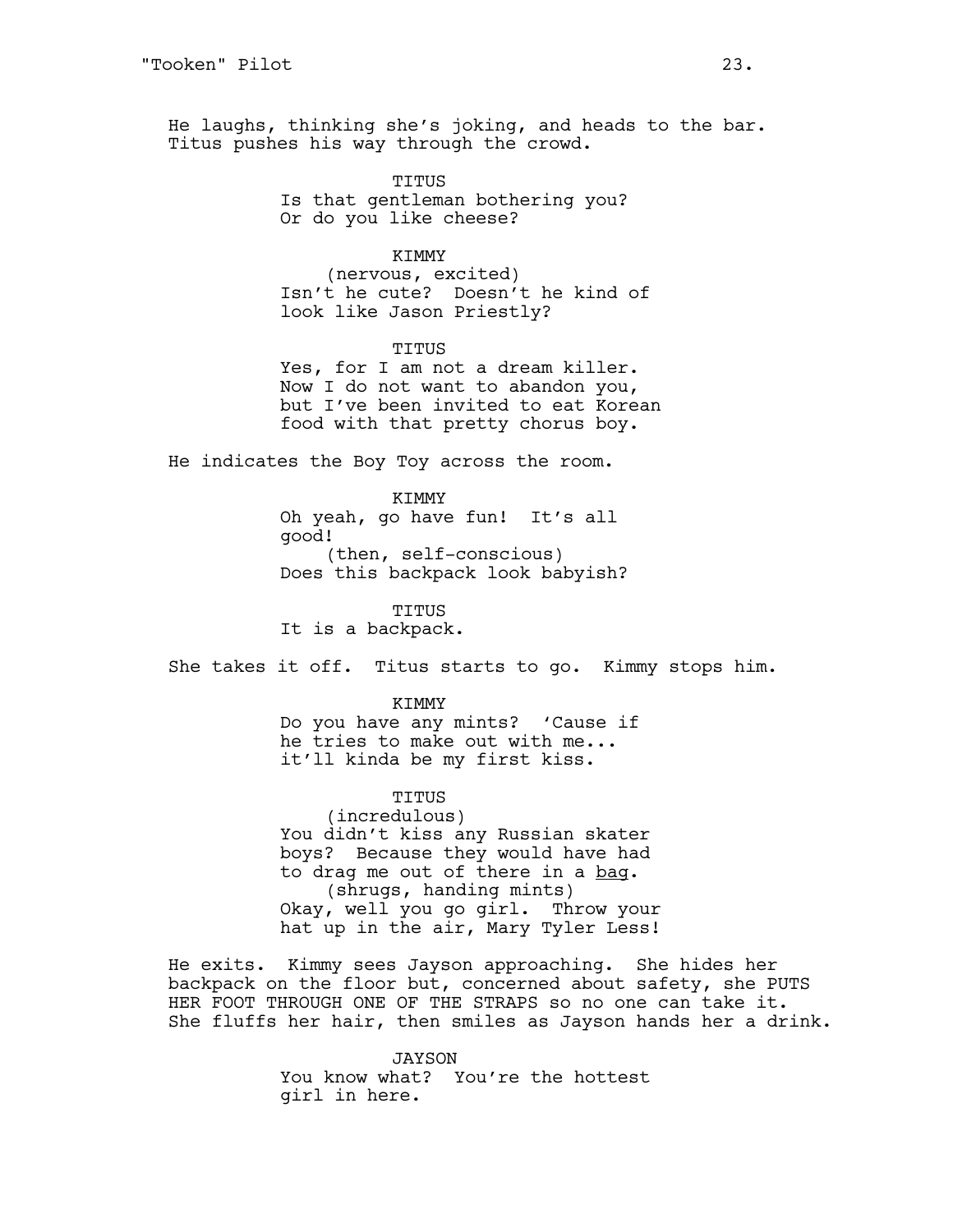He laughs, thinking she's joking, and heads to the bar. Titus pushes his way through the crowd.

TITUS
Is that gentleman bothering you? Or do you like cheese?

KIMMY
(nervous, excited)
Isn't he cute? Doesn't he kind of look like Jason Priestly?

TITUS
Yes, for I am not a dream killer. Now I do not want to abandon you, but I've been invited to eat Korean food with that pretty chorus boy.

He indicates the Boy Toy across the room.

KIMMY
Oh yeah, go have fun! It's all good!
(then, self-conscious)
Does this backpack look babyish?

TITUS
It is a backpack.

She takes it off. Titus starts to go. Kimmy stops him.

KIMMY
Do you have any mints? 'Cause if he tries to make out with me... it'll kinda be my first kiss.

TITUS
(incredulous)
You didn't kiss any Russian skater boys? Because they would have had to drag me out of there in a <u>bag</u>.
(shrugs, handing mints)
Okay, well you go girl. Throw your hat up in the air, Mary Tyler Less!

He exits. Kimmy sees Jayson approaching. She hides her backpack on the floor but, concerned about safety, she PUTS HER FOOT THROUGH ONE OF THE STRAPS so no one can take it. She fluffs her hair, then smiles as Jayson hands her a drink.

JAYSON
You know what? You're the hottest girl in here.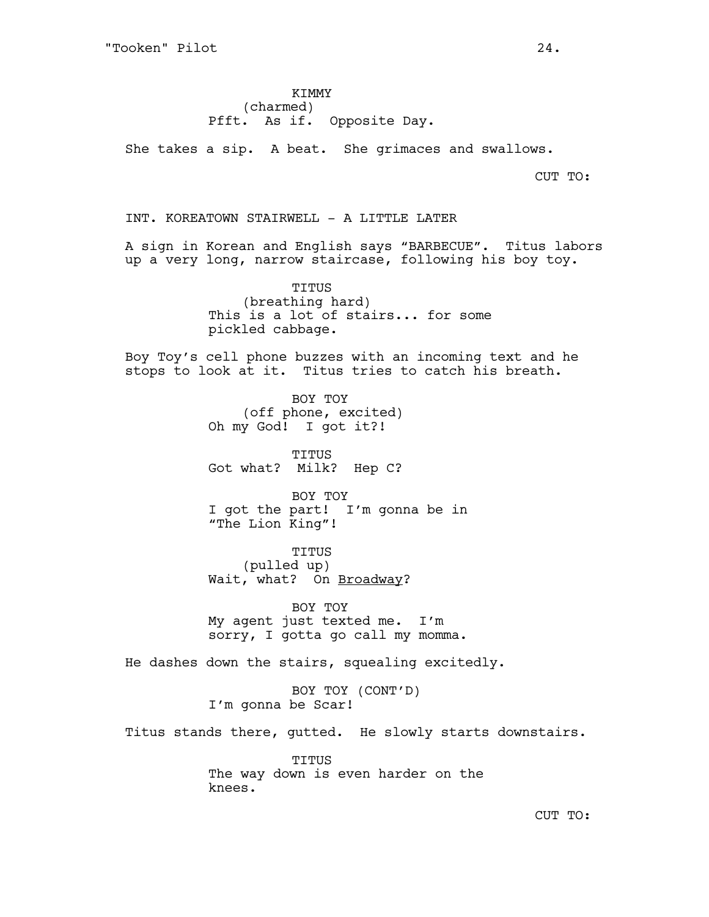KIMMY
(charmed)
Pfft. As if. Opposite Day.

She takes a sip. A beat. She grimaces and swallows.

CUT TO:

INT. KOREATOWN STAIRWELL - A LITTLE LATER

A sign in Korean and English says "BARBECUE". Titus labors up a very long, narrow staircase, following his boy toy.

TITUS
(breathing hard)
This is a lot of stairs... for some pickled cabbage.

Boy Toy's cell phone buzzes with an incoming text and he stops to look at it. Titus tries to catch his breath.

BOY TOY
(off phone, excited)
Oh my God! I got it?!

TITUS
Got what? Milk? Hep C?

BOY TOY
I got the part! I'm gonna be in "The Lion King"!

TITUS
(pulled up)
Wait, what? On Broadway?

BOY TOY
My agent just texted me. I'm sorry, I gotta go call my momma.

He dashes down the stairs, squealing excitedly.

BOY TOY (CONT'D)
I'm gonna be Scar!

Titus stands there, gutted. He slowly starts downstairs.

TITUS
The way down is even harder on the knees.

CUT TO: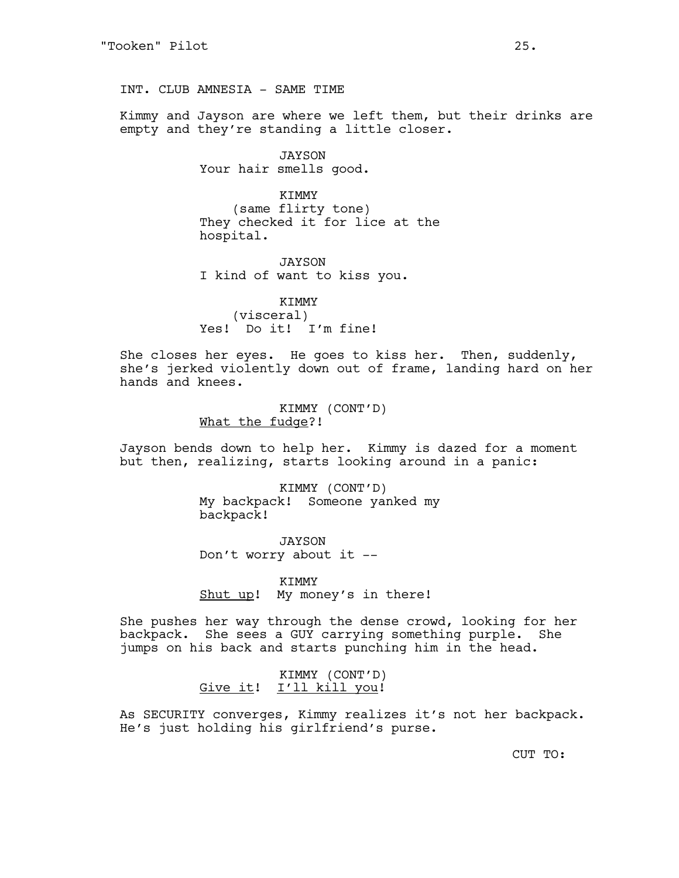INT. CLUB AMNESIA - SAME TIME

Kimmy and Jayson are where we left them, but their drinks are empty and they're standing a little closer.

JAYSON
Your hair smells good.

KIMMY
(same flirty tone)
They checked it for lice at the hospital.

JAYSON
I kind of want to kiss you.

KIMMY
(visceral)
Yes! Do it! I'm fine!

She closes her eyes. He goes to kiss her. Then, suddenly, she's jerked violently down out of frame, landing hard on her hands and knees.

KIMMY (CONT'D)
<u>What the fudge</u>?!

Jayson bends down to help her. Kimmy is dazed for a moment but then, realizing, starts looking around in a panic:

KIMMY (CONT'D)
My backpack! Someone yanked my backpack!

JAYSON
Don't worry about it --

KIMMY
<u>Shut up</u>! My money's in there!

She pushes her way through the dense crowd, looking for her backpack. She sees a GUY carrying something purple. She jumps on his back and starts punching him in the head.

KIMMY (CONT'D)
<u>Give it</u>! <u>I'll kill you</u>!

As SECURITY converges, Kimmy realizes it's not her backpack. He's just holding his girlfriend's purse.

CUT TO: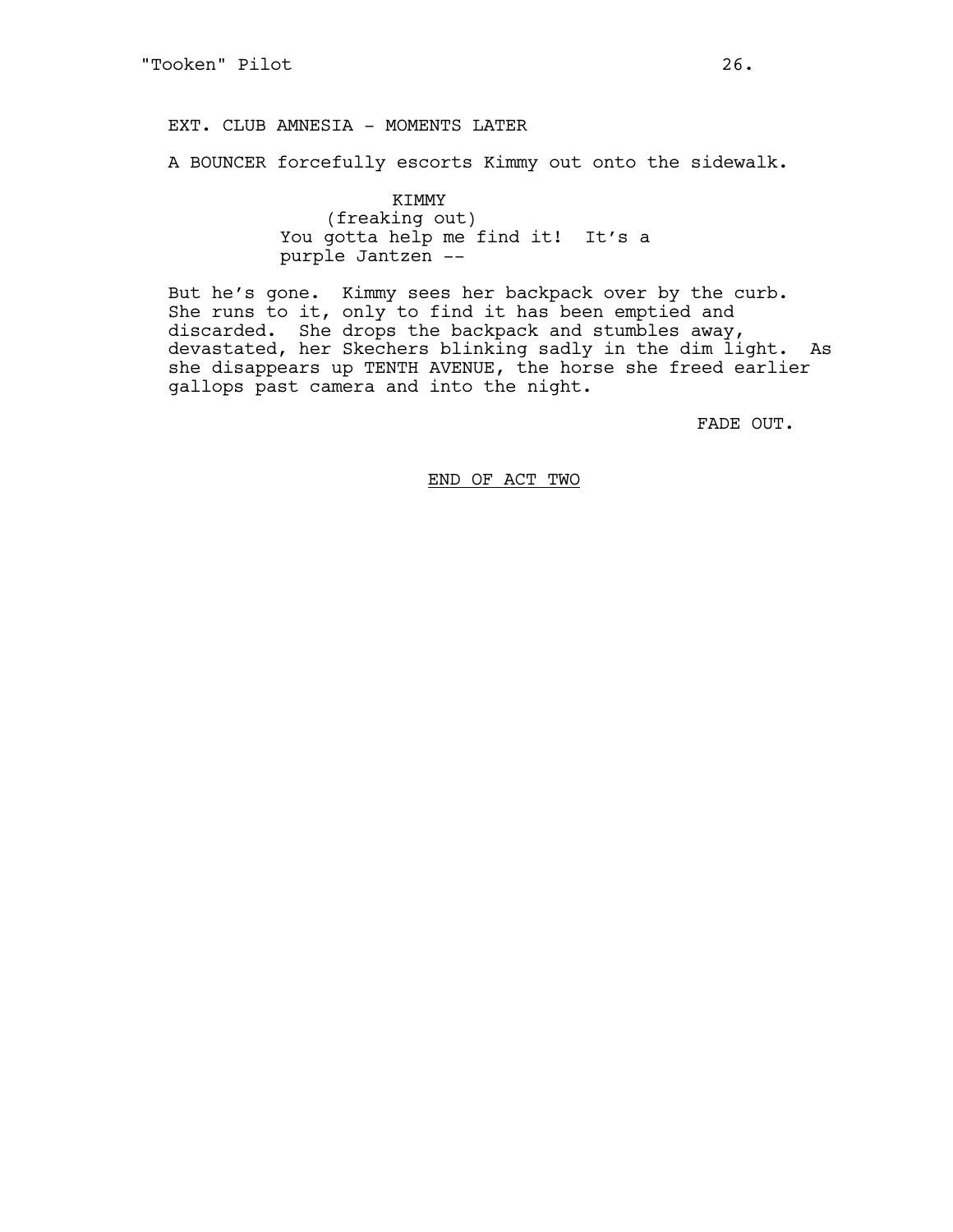EXT. CLUB AMNESIA - MOMENTS LATER

A BOUNCER forcefully escorts Kimmy out onto the sidewalk.

KIMMY
(freaking out)
You gotta help me find it! It's a purple Jantzen --

But he's gone. Kimmy sees her backpack over by the curb. She runs to it, only to find it has been emptied and discarded. She drops the backpack and stumbles away, devastated, her Skechers blinking sadly in the dim light. As she disappears up TENTH AVENUE, the horse she freed earlier gallops past camera and into the night.

FADE OUT.

END OF ACT TWO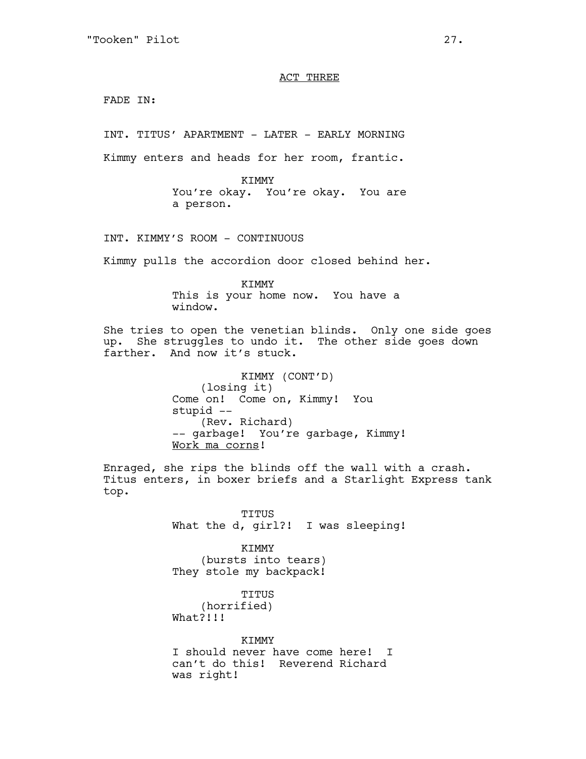ACT THREE

FADE IN:

INT. TITUS' APARTMENT - LATER - EARLY MORNING

Kimmy enters and heads for her room, frantic.

KIMMY
You're okay. You're okay. You are a person.

INT. KIMMY'S ROOM - CONTINUOUS

Kimmy pulls the accordion door closed behind her.

KIMMY
This is your home now. You have a window.

She tries to open the venetian blinds. Only one side goes up. She struggles to undo it. The other side goes down farther. And now it's stuck.

KIMMY (CONT'D)
(losing it)
Come on! Come on, Kimmy! You stupid --
(Rev. Richard)
-- garbage! You're garbage, Kimmy! <u>Work ma corns</u>!

Enraged, she rips the blinds off the wall with a crash. Titus enters, in boxer briefs and a Starlight Express tank top.

TITUS
What the d, girl?! I was sleeping!

KIMMY
(bursts into tears)
They stole my backpack!

TITUS
(horrified)
What?!!!

KIMMY
I should never have come here! I can't do this! Reverend Richard was right!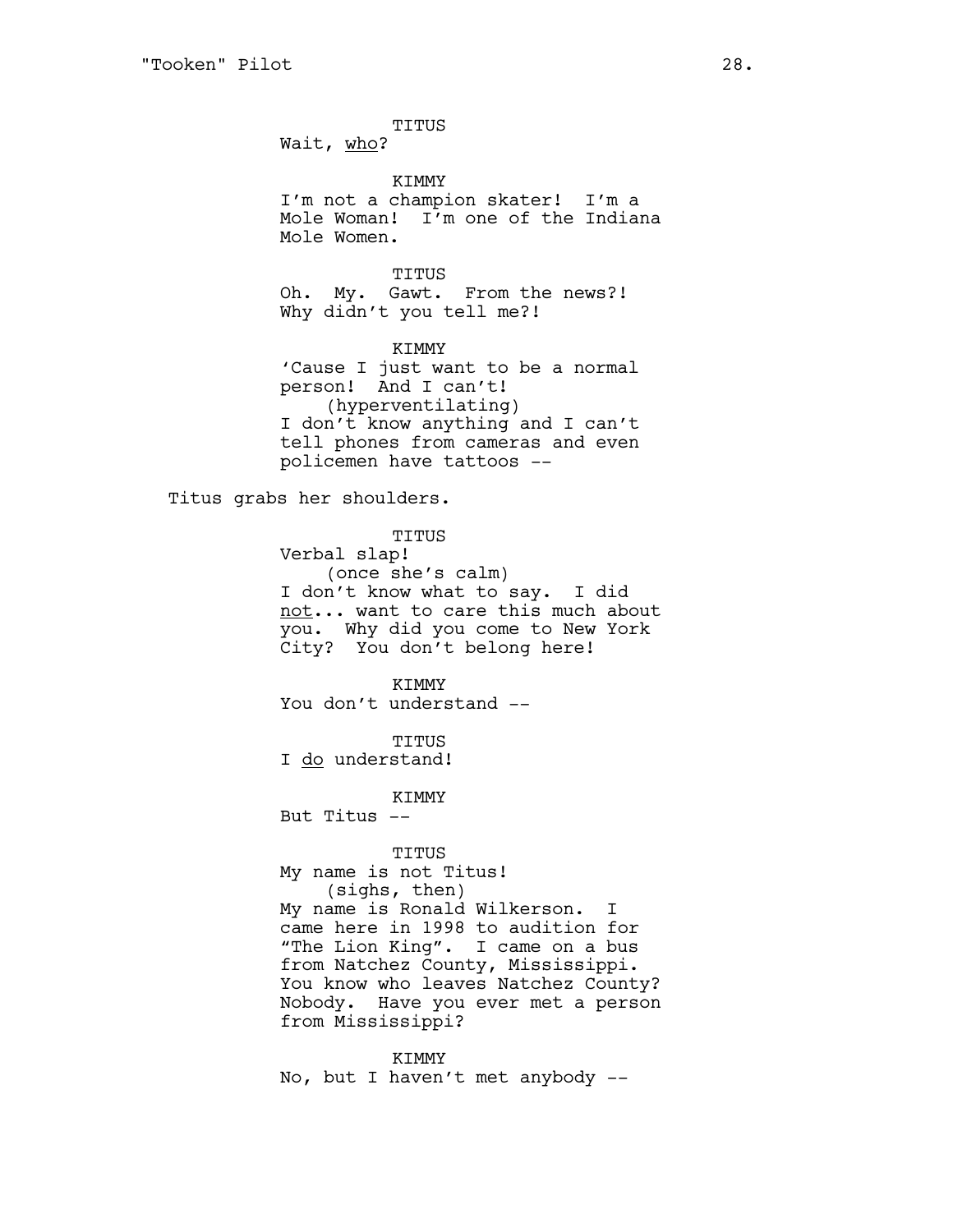TITUS
Wait, <u>who</u>?

KIMMY
I'm not a champion skater! I'm a Mole Woman! I'm one of the Indiana Mole Women.

TITUS
Oh. My. Gawt. From the news?! Why didn't you tell me?!

KIMMY
'Cause I just want to be a normal person! And I can't!
(hyperventilating)
I don't know anything and I can't tell phones from cameras and even policemen have tattoos --

Titus grabs her shoulders.

TITUS
Verbal slap!
(once she's calm)
I don't know what to say. I did <u>not</u>... want to care this much about you. Why did you come to New York City? You don't belong here!

KIMMY
You don't understand --

TITUS
I <u>do</u> understand!

KIMMY
But Titus --

TITUS
My name is not Titus!
(sighs, then)
My name is Ronald Wilkerson. I came here in 1998 to audition for "The Lion King". I came on a bus from Natchez County, Mississippi. You know who leaves Natchez County? Nobody. Have you ever met a person from Mississippi?

KIMMY
No, but I haven't met anybody --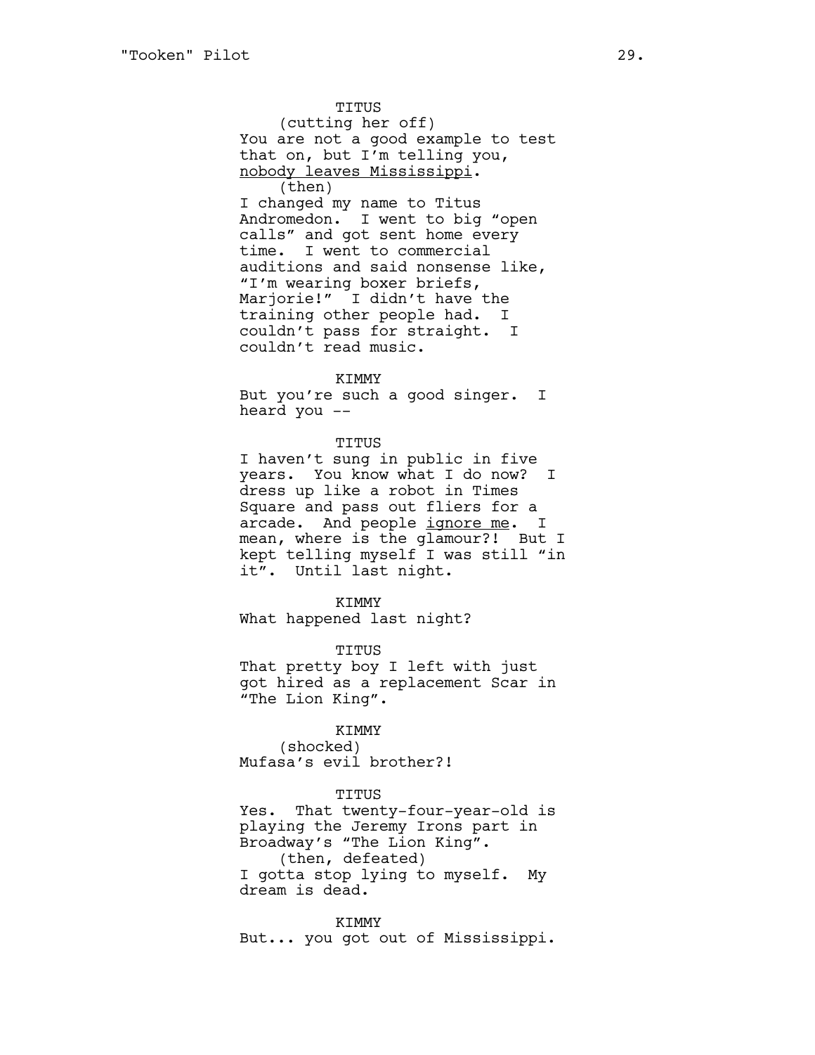TITUS
(cutting her off)
You are not a good example to test that on, but I'm telling you, <u>nobody leaves Mississippi</u>.
(then)
I changed my name to Titus Andromedon. I went to big "open calls" and got sent home every time. I went to commercial auditions and said nonsense like, "I'm wearing boxer briefs, Marjorie!" I didn't have the training other people had. I couldn't pass for straight. I couldn't read music.

KIMMY
But you're such a good singer. I heard you --

TITUS
I haven't sung in public in five years. You know what I do now? I dress up like a robot in Times Square and pass out fliers for a arcade. And people <u>ignore me</u>. I mean, where is the glamour?! But I kept telling myself I was still "in it". Until last night.

KIMMY
What happened last night?

TITUS
That pretty boy I left with just got hired as a replacement Scar in "The Lion King".

KIMMY
(shocked)
Mufasa's evil brother?!

TITUS
Yes. That twenty-four-year-old is playing the Jeremy Irons part in Broadway's "The Lion King".
(then, defeated)
I gotta stop lying to myself. My dream is dead.

KIMMY
But... you got out of Mississippi.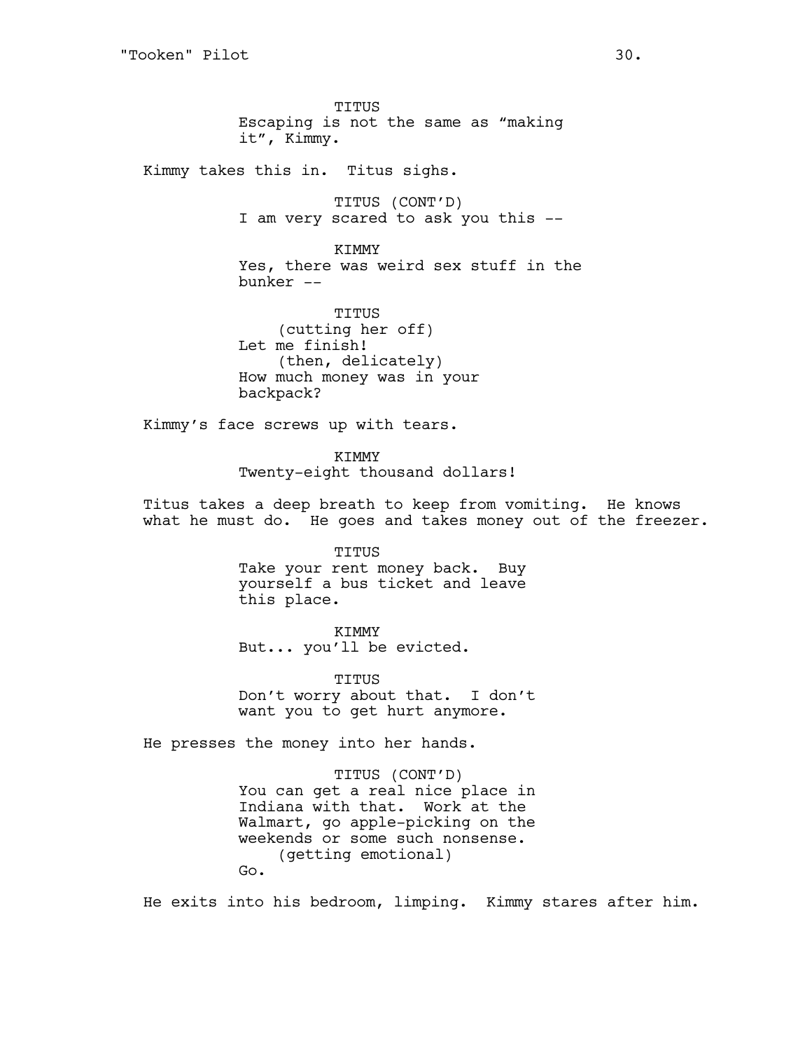TITUS
Escaping is not the same as “making it”, Kimmy.

Kimmy takes this in. Titus sighs.

TITUS (CONT’D)
I am very scared to ask you this --

KIMMY
Yes, there was weird sex stuff in the bunker --

TITUS
(cutting her off)
Let me finish!
(then, delicately)
How much money was in your backpack?

Kimmy’s face screws up with tears.

KIMMY
Twenty-eight thousand dollars!

Titus takes a deep breath to keep from vomiting. He knows what he must do. He goes and takes money out of the freezer.

TITUS
Take your rent money back. Buy yourself a bus ticket and leave this place.

KIMMY
But... you’ll be evicted.

TITUS
Don’t worry about that. I don’t want you to get hurt anymore.

He presses the money into her hands.

TITUS (CONT’D)
You can get a real nice place in Indiana with that. Work at the Walmart, go apple-picking on the weekends or some such nonsense.
(getting emotional)
Go.

He exits into his bedroom, limping. Kimmy stares after him.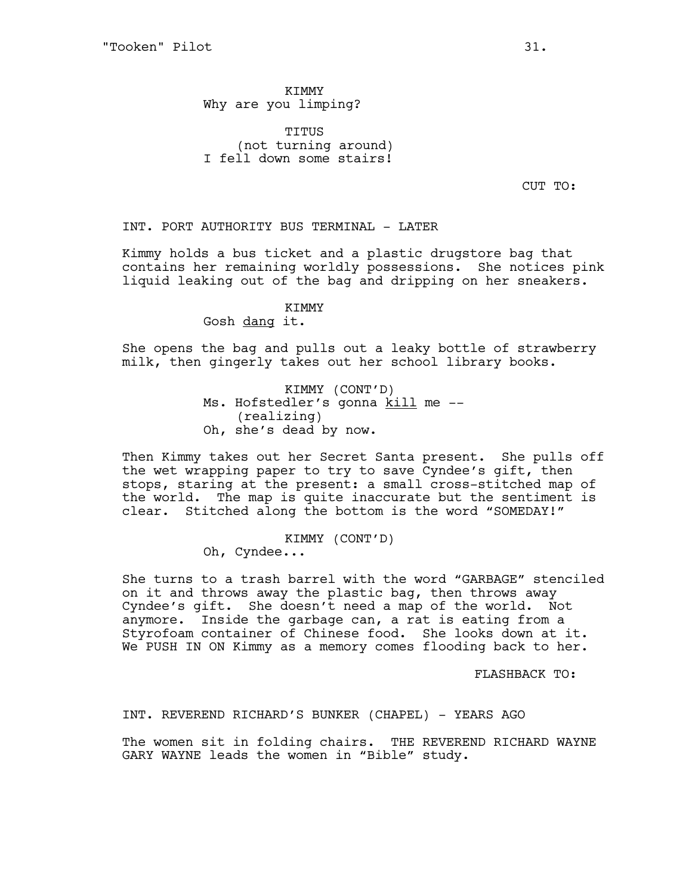KIMMY
Why are you limping?

TITUS
(not turning around)
I fell down some stairs!

CUT TO:

INT. PORT AUTHORITY BUS TERMINAL - LATER

Kimmy holds a bus ticket and a plastic drugstore bag that contains her remaining worldly possessions. She notices pink liquid leaking out of the bag and dripping on her sneakers.

KIMMY
Gosh <u>dang</u> it.

She opens the bag and pulls out a leaky bottle of strawberry milk, then gingerly takes out her school library books.

KIMMY (CONT'D)
Ms. Hofstedler's gonna <u>kill</u> me --
(realizing)
Oh, she's dead by now.

Then Kimmy takes out her Secret Santa present. She pulls off the wet wrapping paper to try to save Cyndee's gift, then stops, staring at the present: a small cross-stitched map of the world. The map is quite inaccurate but the sentiment is clear. Stitched along the bottom is the word "SOMEDAY!"

KIMMY (CONT'D)
Oh, Cyndee...

She turns to a trash barrel with the word "GARBAGE" stenciled on it and throws away the plastic bag, then throws away Cyndee's gift. She doesn't need a map of the world. Not anymore. Inside the garbage can, a rat is eating from a Styrofoam container of Chinese food. She looks down at it. We PUSH IN ON Kimmy as a memory comes flooding back to her.

FLASHBACK TO:

INT. REVEREND RICHARD'S BUNKER (CHAPEL) - YEARS AGO

The women sit in folding chairs. THE REVEREND RICHARD WAYNE GARY WAYNE leads the women in "Bible" study.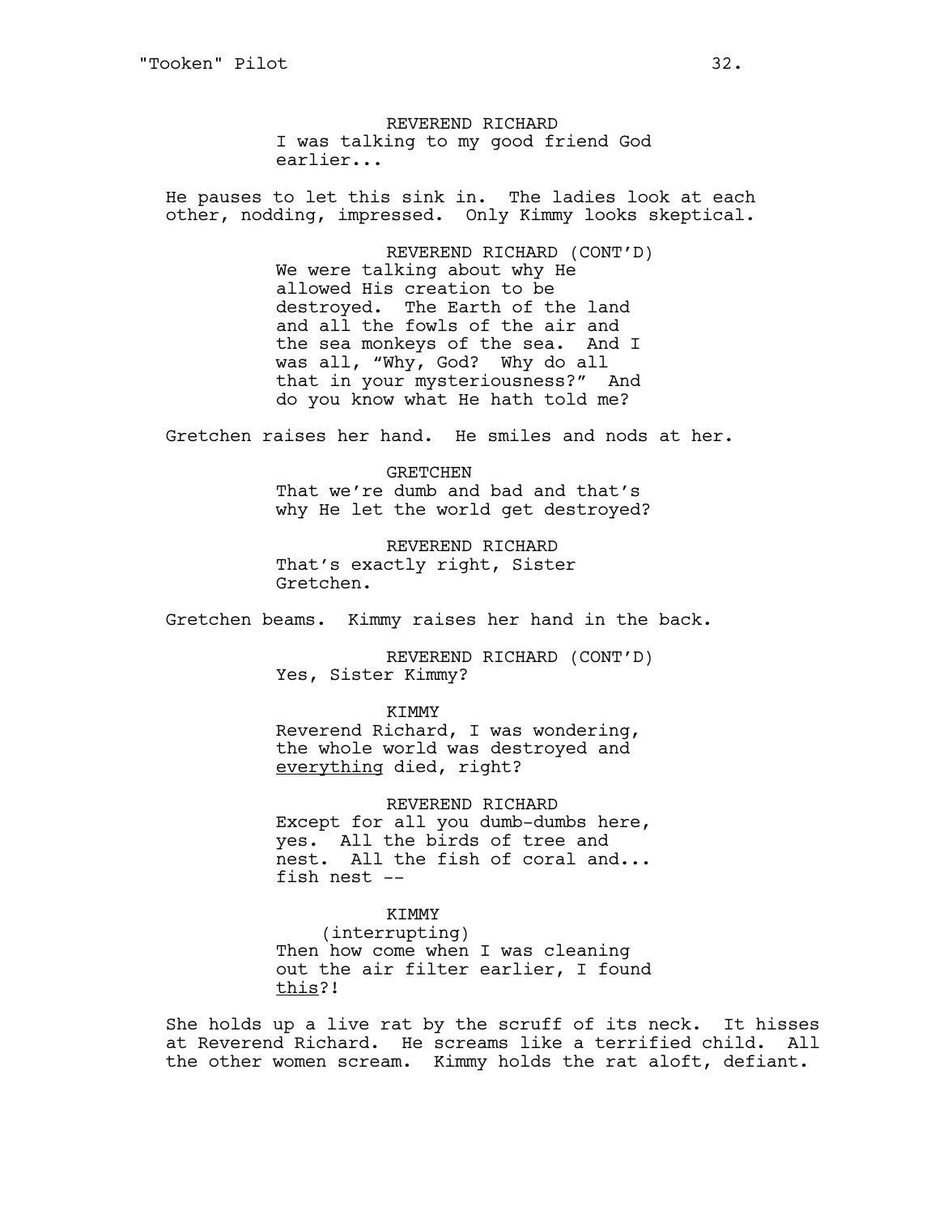REVEREND RICHARD
I was talking to my good friend God earlier...

He pauses to let this sink in. The ladies look at each other, nodding, impressed. Only Kimmy looks skeptical.

REVEREND RICHARD (CONT'D)
We were talking about why He allowed His creation to be destroyed. The Earth of the land and all the fowls of the air and the sea monkeys of the sea. And I was all, "Why, God? Why do all that in your mysteriousness?" And do you know what He hath told me?

Gretchen raises her hand. He smiles and nods at her.

GRETCHEN
That we're dumb and bad and that's why He let the world get destroyed?

REVEREND RICHARD
That's exactly right, Sister Gretchen.

Gretchen beams. Kimmy raises her hand in the back.

REVEREND RICHARD (CONT'D)
Yes, Sister Kimmy?

KIMMY
Reverend Richard, I was wondering, the whole world was destroyed and <u>everything</u> died, right?

REVEREND RICHARD
Except for all you dumb-dumbs here, yes. All the birds of tree and nest. All the fish of coral and... fish nest --

KIMMY
(interrupting)
Then how come when I was cleaning out the air filter earlier, I found <u>this</u>?!

She holds up a live rat by the scruff of its neck. It hisses at Reverend Richard. He screams like a terrified child. All the other women scream. Kimmy holds the rat aloft, defiant.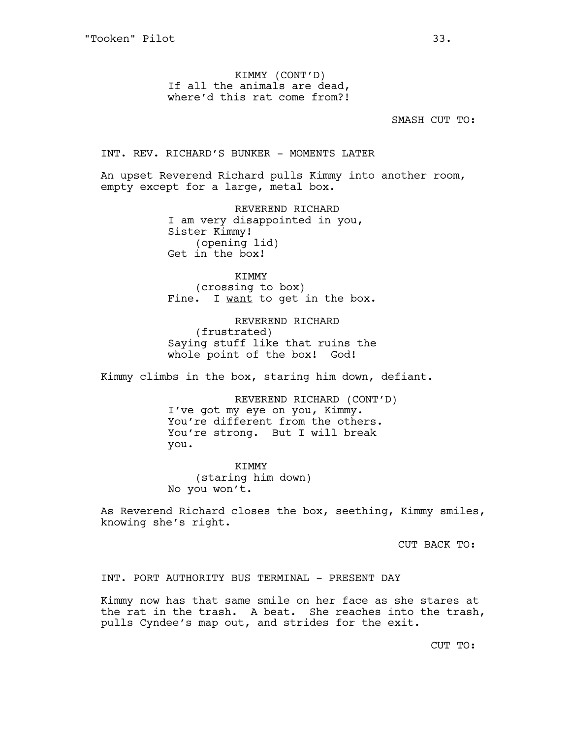KIMMY (CONT'D)
If all the animals are dead, where'd this rat come from?!

SMASH CUT TO:

INT. REV. RICHARD'S BUNKER - MOMENTS LATER

An upset Reverend Richard pulls Kimmy into another room, empty except for a large, metal box.

REVEREND RICHARD
I am very disappointed in you, Sister Kimmy!
(opening lid)
Get in the box!

KIMMY
(crossing to box)
Fine. I _want_ to get in the box.

REVEREND RICHARD
(frustrated)
Saying stuff like that ruins the whole point of the box! God!

Kimmy climbs in the box, staring him down, defiant.

REVEREND RICHARD (CONT'D)
I've got my eye on you, Kimmy. You're different from the others. You're strong. But I will break you.

KIMMY
(staring him down)
No you won't.

As Reverend Richard closes the box, seething, Kimmy smiles, knowing she's right.

CUT BACK TO:

INT. PORT AUTHORITY BUS TERMINAL - PRESENT DAY

Kimmy now has that same smile on her face as she stares at the rat in the trash. A beat. She reaches into the trash, pulls Cyndee's map out, and strides for the exit.

CUT TO: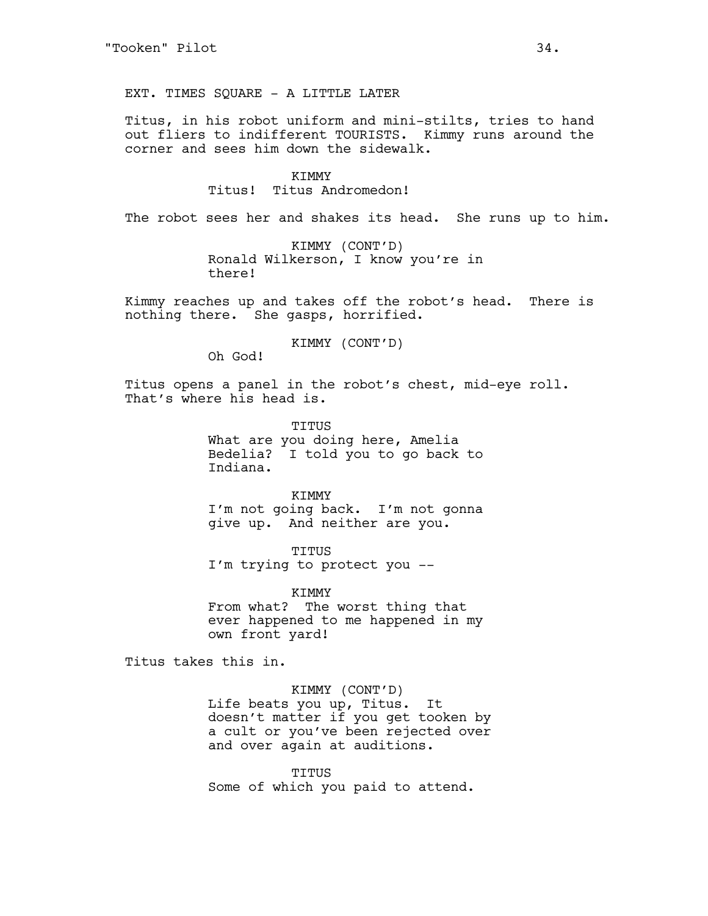EXT. TIMES SQUARE - A LITTLE LATER

Titus, in his robot uniform and mini-stilts, tries to hand out fliers to indifferent TOURISTS. Kimmy runs around the corner and sees him down the sidewalk.

KIMMY
Titus! Titus Andromedon!

The robot sees her and shakes its head. She runs up to him.

KIMMY (CONT'D)
Ronald Wilkerson, I know you're in there!

Kimmy reaches up and takes off the robot's head. There is nothing there. She gasps, horrified.

KIMMY (CONT'D)
Oh God!

Titus opens a panel in the robot's chest, mid-eye roll. That's where his head is.

TITUS
What are you doing here, Amelia Bedelia? I told you to go back to Indiana.

KIMMY
I'm not going back. I'm not gonna give up. And neither are you.

TITUS
I'm trying to protect you --

KIMMY
From what? The worst thing that ever happened to me happened in my own front yard!

Titus takes this in.

KIMMY (CONT'D)
Life beats you up, Titus. It doesn't matter if you get tooken by a cult or you've been rejected over and over again at auditions.

TITUS
Some of which you paid to attend.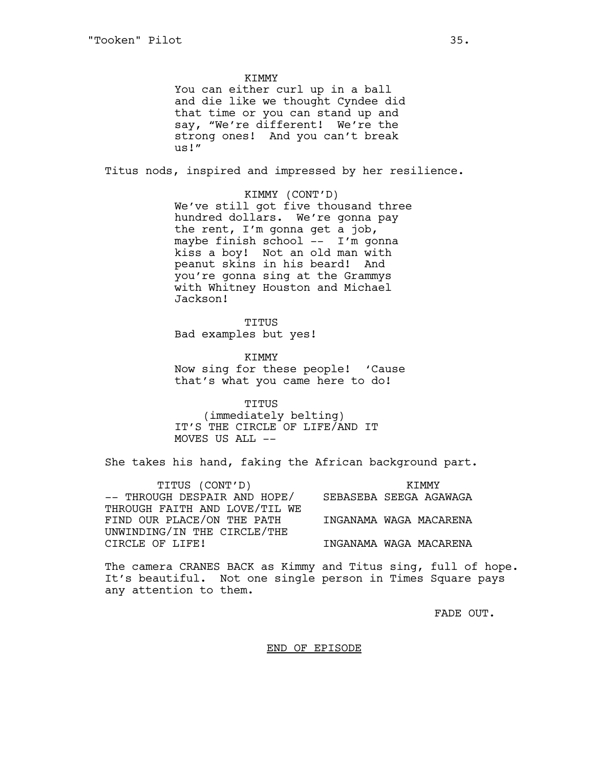KIMMY

You can either curl up in a ball and die like we thought Cyndee did that time or you can stand up and say, "We're different! We're the strong ones! And you can't break us!"

Titus nods, inspired and impressed by her resilience.

KIMMY (CONT'D)

We've still got five thousand three hundred dollars. We're gonna pay the rent, I'm gonna get a job, maybe finish school -- I'm gonna kiss a boy! Not an old man with peanut skins in his beard! And you're gonna sing at the Grammys with Whitney Houston and Michael Jackson!

TITUS

Bad examples but yes!

KIMMY

Now sing for these people! 'Cause that's what you came here to do!

TITUS

(immediately belting)

IT'S THE CIRCLE OF LIFE/AND IT MOVES US ALL --

She takes his hand, faking the African background part.

| TITUS (CONT'D) | KIMMY |
|---|---|
| -- THROUGH DESPAIR AND HOPE/ THROUGH FAITH AND LOVE/TIL WE | SEBASEBA SEEGA AGAWAGA |
| FIND OUR PLACE/ON THE PATH UNWINDING/IN THE CIRCLE/THE | INGANAMA WAGA MACARENA |
| CIRCLE OF LIFE! | INGANAMA WAGA MACARENA |

The camera CRANES BACK as Kimmy and Titus sing, full of hope. It's beautiful. Not one single person in Times Square pays any attention to them.

FADE OUT.

END OF EPISODE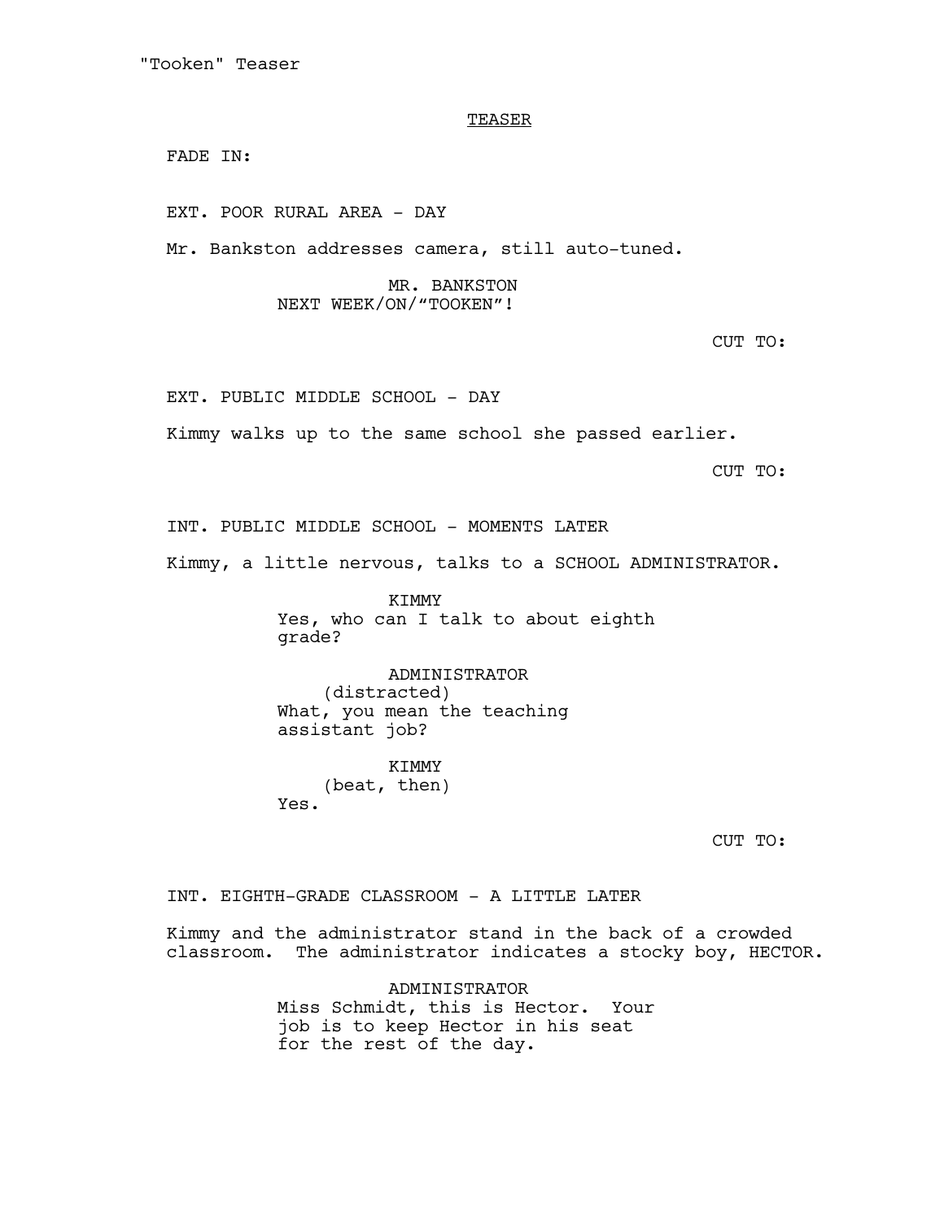TEASER

FADE IN:

EXT. POOR RURAL AREA - DAY

Mr. Bankston addresses camera, still auto-tuned.

MR. BANKSTON
NEXT WEEK/ON/“TOOKEN”!

CUT TO:

EXT. PUBLIC MIDDLE SCHOOL - DAY

Kimmy walks up to the same school she passed earlier.

CUT TO:

INT. PUBLIC MIDDLE SCHOOL - MOMENTS LATER

Kimmy, a little nervous, talks to a SCHOOL ADMINISTRATOR.

KIMMY
Yes, who can I talk to about eighth grade?

ADMINISTRATOR
(distracted)
What, you mean the teaching assistant job?

KIMMY
(beat, then)
Yes.

CUT TO:

INT. EIGHTH-GRADE CLASSROOM - A LITTLE LATER

Kimmy and the administrator stand in the back of a crowded classroom. The administrator indicates a stocky boy, HECTOR.

ADMINISTRATOR
Miss Schmidt, this is Hector. Your job is to keep Hector in his seat for the rest of the day.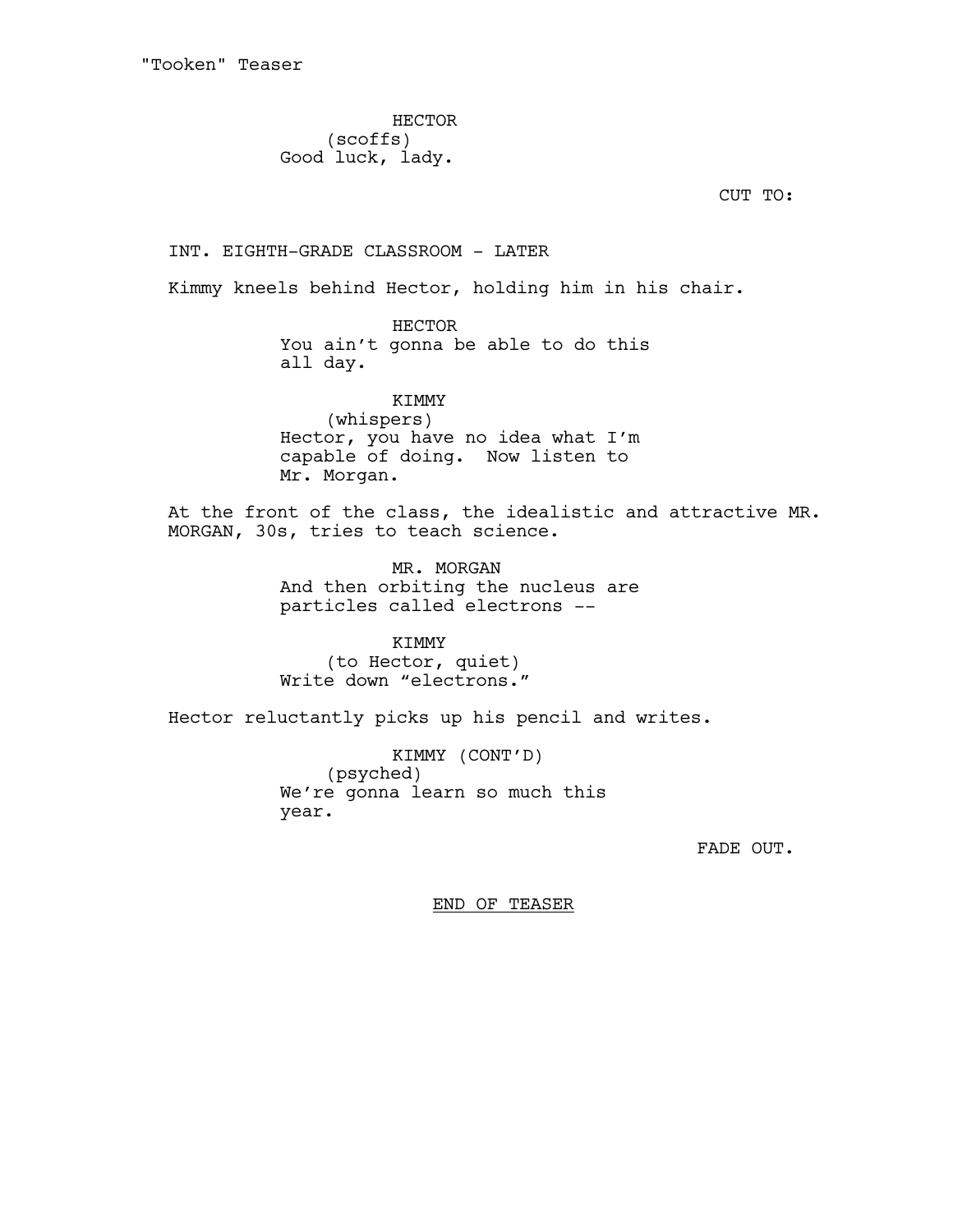HECTOR
(scoffs)
Good luck, lady.

CUT TO:

INT. EIGHTH-GRADE CLASSROOM - LATER

Kimmy kneels behind Hector, holding him in his chair.

HECTOR
You ain't gonna be able to do this all day.

KIMMY
(whispers)
Hector, you have no idea what I'm capable of doing. Now listen to Mr. Morgan.

At the front of the class, the idealistic and attractive MR. MORGAN, 30s, tries to teach science.

MR. MORGAN
And then orbiting the nucleus are particles called electrons --

KIMMY
(to Hector, quiet)
Write down "electrons."

Hector reluctantly picks up his pencil and writes.

KIMMY (CONT'D)
(psyched)
We're gonna learn so much this year.

FADE OUT.

END OF TEASER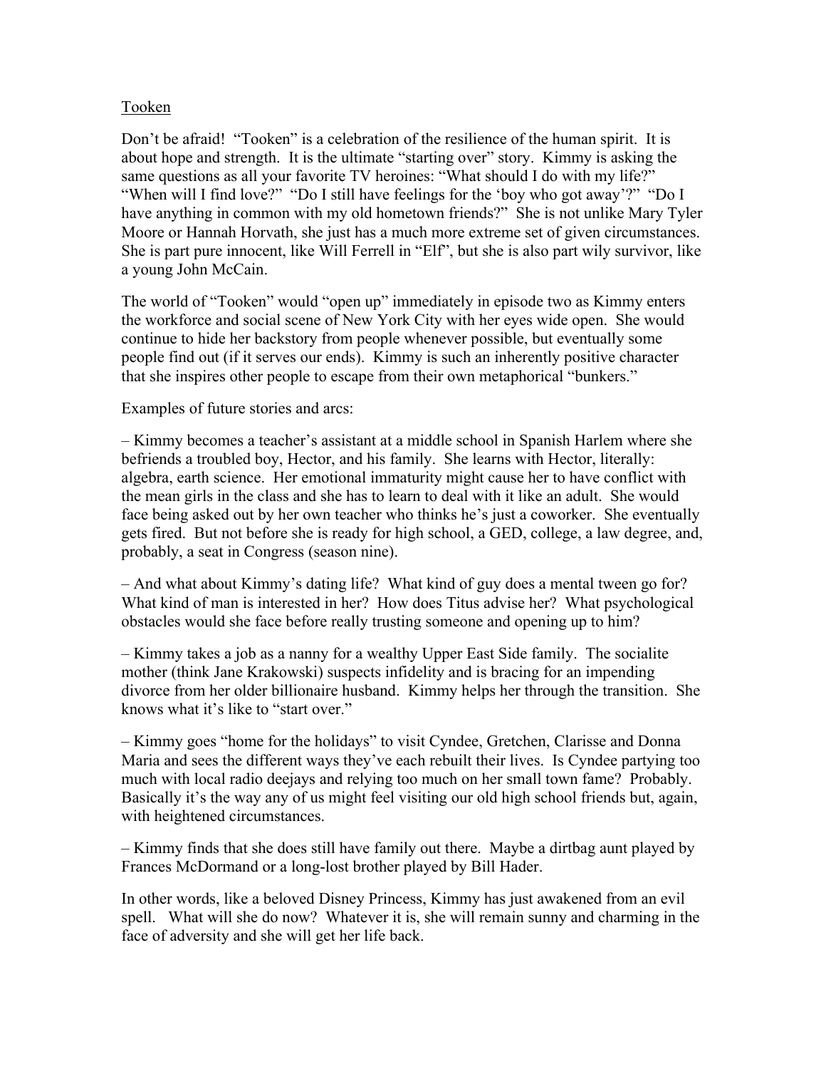Tooken

Don't be afraid! "Tooken" is a celebration of the resilience of the human spirit. It is about hope and strength. It is the ultimate "starting over" story. Kimmy is asking the same questions as all your favorite TV heroines: "What should I do with my life?" "When will I find love?" "Do I still have feelings for the 'boy who got away'?" "Do I have anything in common with my old hometown friends?" She is not unlike Mary Tyler Moore or Hannah Horvath, she just has a much more extreme set of given circumstances. She is part pure innocent, like Will Ferrell in "Elf", but she is also part wily survivor, like a young John McCain.

The world of "Tooken" would "open up" immediately in episode two as Kimmy enters the workforce and social scene of New York City with her eyes wide open. She would continue to hide her backstory from people whenever possible, but eventually some people find out (if it serves our ends). Kimmy is such an inherently positive character that she inspires other people to escape from their own metaphorical "bunkers."

Examples of future stories and arcs:

– Kimmy becomes a teacher's assistant at a middle school in Spanish Harlem where she befriends a troubled boy, Hector, and his family. She learns with Hector, literally: algebra, earth science. Her emotional immaturity might cause her to have conflict with the mean girls in the class and she has to learn to deal with it like an adult. She would face being asked out by her own teacher who thinks he's just a coworker. She eventually gets fired. But not before she is ready for high school, a GED, college, a law degree, and, probably, a seat in Congress (season nine).

– And what about Kimmy's dating life? What kind of guy does a mental tween go for? What kind of man is interested in her? How does Titus advise her? What psychological obstacles would she face before really trusting someone and opening up to him?

– Kimmy takes a job as a nanny for a wealthy Upper East Side family. The socialite mother (think Jane Krakowski) suspects infidelity and is bracing for an impending divorce from her older billionaire husband. Kimmy helps her through the transition. She knows what it's like to "start over."

– Kimmy goes "home for the holidays" to visit Cyndee, Gretchen, Clarisse and Donna Maria and sees the different ways they've each rebuilt their lives. Is Cyndee partying too much with local radio deejays and relying too much on her small town fame? Probably. Basically it's the way any of us might feel visiting our old high school friends but, again, with heightened circumstances.

– Kimmy finds that she does still have family out there. Maybe a dirtbag aunt played by Frances McDormand or a long-lost brother played by Bill Hader.

In other words, like a beloved Disney Princess, Kimmy has just awakened from an evil spell. What will she do now? Whatever it is, she will remain sunny and charming in the face of adversity and she will get her life back.